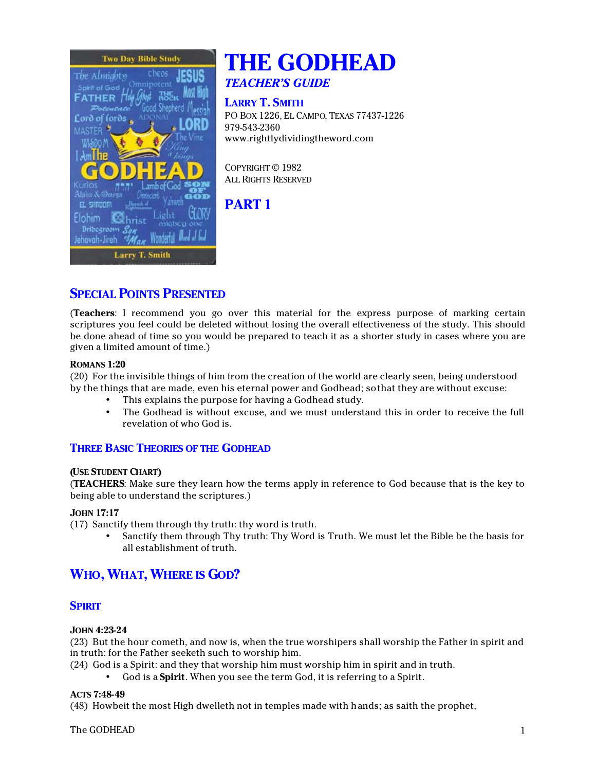# THE GODHEAD

## *TEACHER'S GUIDE*

**LARRY T. SMITH**
PO BOX 1226, EL CAMPO, TEXAS 77437-1226
979-543-2360
www.rightlydividingtheword.com

COPYRIGHT © 1982
ALL RIGHTS RESERVED

## PART 1

## SPECIAL POINTS PRESENTED

(**Teachers**: I recommend you go over this material for the express purpose of marking certain scriptures you feel could be deleted without losing the overall effectiveness of the study. This should be done ahead of time so you would be prepared to teach it as a shorter study in cases where you are given a limited amount of time.)

**ROMANS 1:20**
(20) For the invisible things of him from the creation of the world are clearly seen, being understood by the things that are made, even his eternal power and Godhead; so that they are without excuse:

- This explains the purpose for having a Godhead study.
- The Godhead is without excuse, and we must understand this in order to receive the full revelation of who God is.

### THREE BASIC THEORIES OF THE GODHEAD

**(USE STUDENT CHART)**
(**TEACHERS**: Make sure they learn how the terms apply in reference to God because that is the key to being able to understand the scriptures.)

**JOHN 17:17**
(17) Sanctify them through thy truth: thy word is truth.

- Sanctify them through Thy truth: Thy Word is Truth. We must let the Bible be the basis for all establishment of truth.

## WHO, WHAT, WHERE IS GOD?

### SPIRIT

**JOHN 4:23-24**
(23) But the hour cometh, and now is, when the true worshipers shall worship the Father in spirit and in truth: for the Father seeketh such to worship him.
(24) God is a Spirit: and they that worship him must worship him in spirit and in truth.

- God is a **Spirit**. When you see the term God, it is referring to a Spirit.

**ACTS 7:48-49**
(48) Howbeit the most High dwelleth not in temples made with hands; as saith the prophet,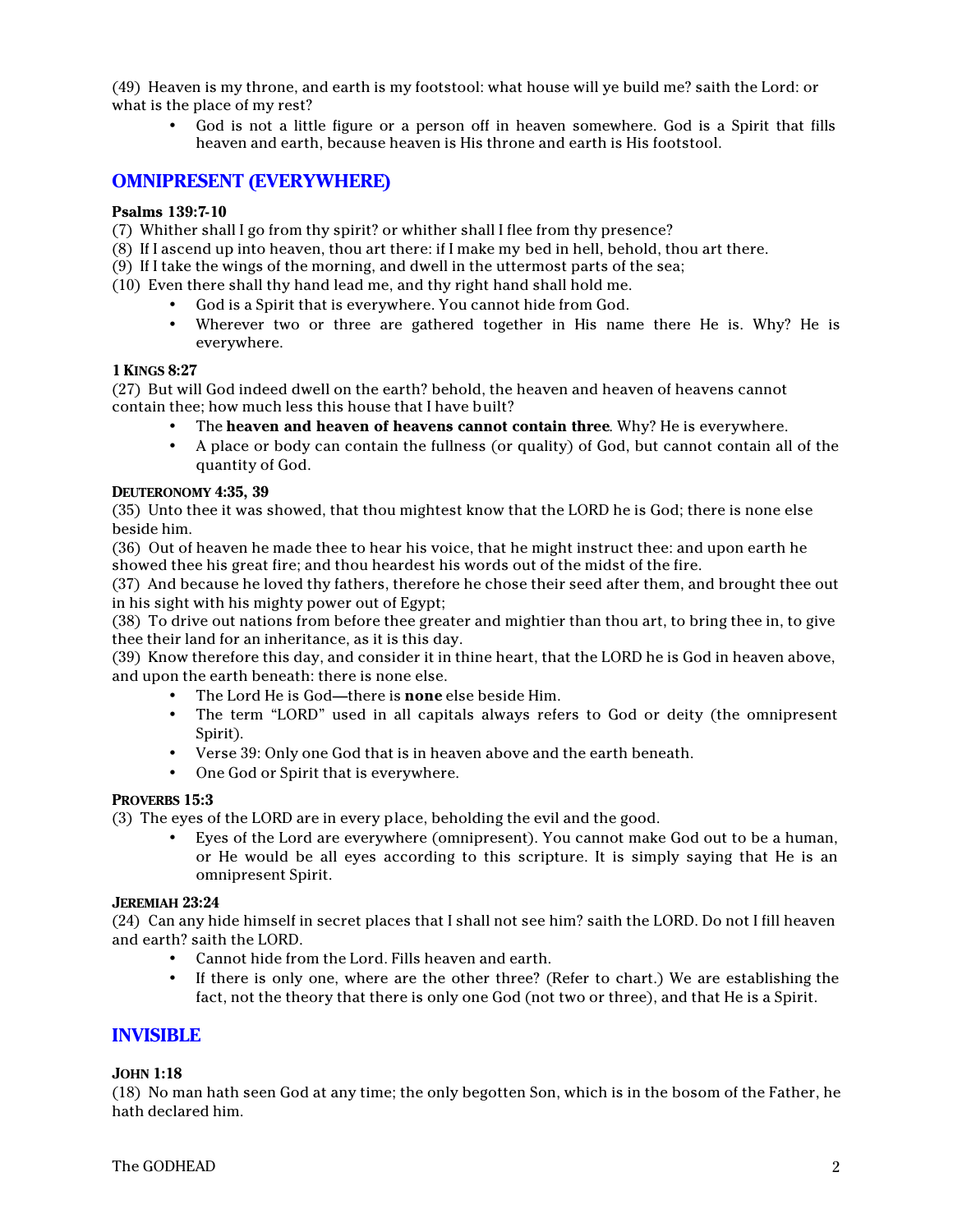(49) Heaven is my throne, and earth is my footstool: what house will ye build me? saith the Lord: or what is the place of my rest?

- God is not a little figure or a person off in heaven somewhere. God is a Spirit that fills heaven and earth, because heaven is His throne and earth is His footstool.

## OMNIPRESENT (EVERYWHERE)

**Psalms 139:7-10**

(7) Whither shall I go from thy spirit? or whither shall I flee from thy presence?
(8) If I ascend up into heaven, thou art there: if I make my bed in hell, behold, thou art there.
(9) If I take the wings of the morning, and dwell in the uttermost parts of the sea;
(10) Even there shall thy hand lead me, and thy right hand shall hold me.

- God is a Spirit that is everywhere. You cannot hide from God.
- Wherever two or three are gathered together in His name there He is. Why? He is everywhere.

**1 KINGS 8:27**

(27) But will God indeed dwell on the earth? behold, the heaven and heaven of heavens cannot contain thee; how much less this house that I have built?

- The **heaven and heaven of heavens cannot contain three**. Why? He is everywhere.
- A place or body can contain the fullness (or quality) of God, but cannot contain all of the quantity of God.

**DEUTERONOMY 4:35, 39**

(35) Unto thee it was showed, that thou mightest know that the LORD he is God; there is none else beside him.
(36) Out of heaven he made thee to hear his voice, that he might instruct thee: and upon earth he showed thee his great fire; and thou heardest his words out of the midst of the fire.
(37) And because he loved thy fathers, therefore he chose their seed after them, and brought thee out in his sight with his mighty power out of Egypt;
(38) To drive out nations from before thee greater and mightier than thou art, to bring thee in, to give thee their land for an inheritance, as it is this day.
(39) Know therefore this day, and consider it in thine heart, that the LORD he is God in heaven above, and upon the earth beneath: there is none else.

- The Lord He is God—there is **none** else beside Him.
- The term "LORD" used in all capitals always refers to God or deity (the omnipresent Spirit).
- Verse 39: Only one God that is in heaven above and the earth beneath.
- One God or Spirit that is everywhere.

**PROVERBS 15:3**

(3) The eyes of the LORD are in every place, beholding the evil and the good.

- Eyes of the Lord are everywhere (omnipresent). You cannot make God out to be a human, or He would be all eyes according to this scripture. It is simply saying that He is an omnipresent Spirit.

**JEREMIAH 23:24**

(24) Can any hide himself in secret places that I shall not see him? saith the LORD. Do not I fill heaven and earth? saith the LORD.

- Cannot hide from the Lord. Fills heaven and earth.
- If there is only one, where are the other three? (Refer to chart.) We are establishing the fact, not the theory that there is only one God (not two or three), and that He is a Spirit.

## INVISIBLE

**JOHN 1:18**

(18) No man hath seen God at any time; the only begotten Son, which is in the bosom of the Father, he hath declared him.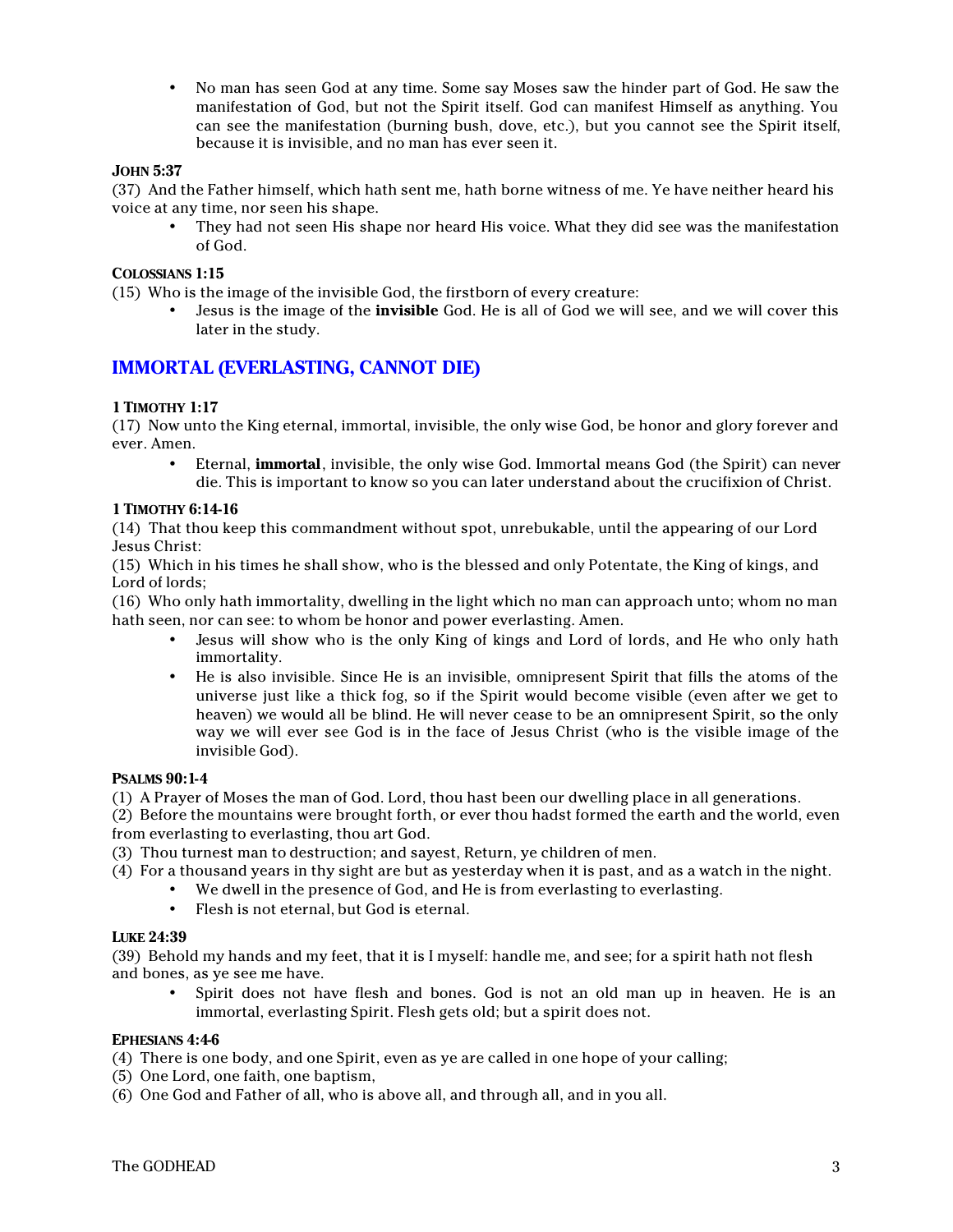- No man has seen God at any time. Some say Moses saw the hinder part of God. He saw the manifestation of God, but not the Spirit itself. God can manifest Himself as anything. You can see the manifestation (burning bush, dove, etc.), but you cannot see the Spirit itself, because it is invisible, and no man has ever seen it.

**JOHN 5:37**

(37) And the Father himself, which hath sent me, hath borne witness of me. Ye have neither heard his voice at any time, nor seen his shape.

- They had not seen His shape nor heard His voice. What they did see was the manifestation of God.

**COLOSSIANS 1:15**

(15) Who is the image of the invisible God, the firstborn of every creature:

- Jesus is the image of the **invisible** God. He is all of God we will see, and we will cover this later in the study.

## IMMORTAL (EVERLASTING, CANNOT DIE)

**1 TIMOTHY 1:17**

(17) Now unto the King eternal, immortal, invisible, the only wise God, be honor and glory forever and ever. Amen.

- Eternal, **immortal**, invisible, the only wise God. Immortal means God (the Spirit) can never die. This is important to know so you can later understand about the crucifixion of Christ.

**1 TIMOTHY 6:14-16**

(14) That thou keep this commandment without spot, unrebukable, until the appearing of our Lord Jesus Christ:

(15) Which in his times he shall show, who is the blessed and only Potentate, the King of kings, and Lord of lords;

(16) Who only hath immortality, dwelling in the light which no man can approach unto; whom no man hath seen, nor can see: to whom be honor and power everlasting. Amen.

- Jesus will show who is the only King of kings and Lord of lords, and He who only hath immortality.
- He is also invisible. Since He is an invisible, omnipresent Spirit that fills the atoms of the universe just like a thick fog, so if the Spirit would become visible (even after we get to heaven) we would all be blind. He will never cease to be an omnipresent Spirit, so the only way we will ever see God is in the face of Jesus Christ (who is the visible image of the invisible God).

**PSALMS 90:1-4**

(1) A Prayer of Moses the man of God. Lord, thou hast been our dwelling place in all generations.

(2) Before the mountains were brought forth, or ever thou hadst formed the earth and the world, even from everlasting to everlasting, thou art God.

(3) Thou turnest man to destruction; and sayest, Return, ye children of men.

(4) For a thousand years in thy sight are but as yesterday when it is past, and as a watch in the night.

- We dwell in the presence of God, and He is from everlasting to everlasting.
- Flesh is not eternal, but God is eternal.

**LUKE 24:39**

(39) Behold my hands and my feet, that it is I myself: handle me, and see; for a spirit hath not flesh and bones, as ye see me have.

- Spirit does not have flesh and bones. God is not an old man up in heaven. He is an immortal, everlasting Spirit. Flesh gets old; but a spirit does not.

**EPHESIANS 4:4-6**

(4) There is one body, and one Spirit, even as ye are called in one hope of your calling;

(5) One Lord, one faith, one baptism,

(6) One God and Father of all, who is above all, and through all, and in you all.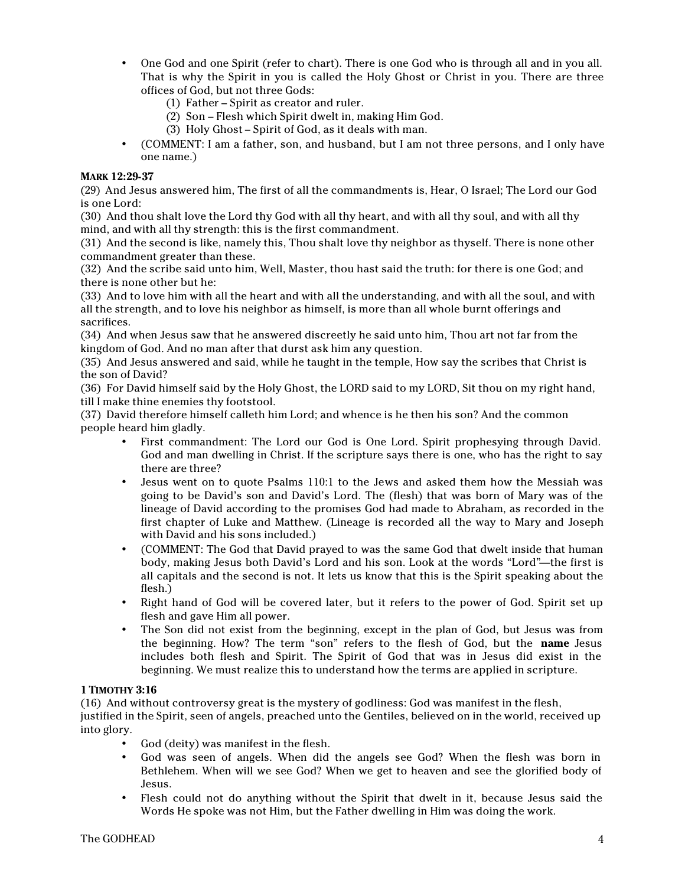- One God and one Spirit (refer to chart). There is one God who is through all and in you all. That is why the Spirit in you is called the Holy Ghost or Christ in you. There are three offices of God, but not three Gods:
  (1) Father – Spirit as creator and ruler.
  (2) Son – Flesh which Spirit dwelt in, making Him God.
  (3) Holy Ghost – Spirit of God, as it deals with man.
- (COMMENT: I am a father, son, and husband, but I am not three persons, and I only have one name.)

**MARK 12:29-37**

(29) And Jesus answered him, The first of all the commandments is, Hear, O Israel; The Lord our God is one Lord:
(30) And thou shalt love the Lord thy God with all thy heart, and with all thy soul, and with all thy mind, and with all thy strength: this is the first commandment.
(31) And the second is like, namely this, Thou shalt love thy neighbor as thyself. There is none other commandment greater than these.
(32) And the scribe said unto him, Well, Master, thou hast said the truth: for there is one God; and there is none other but he:
(33) And to love him with all the heart and with all the understanding, and with all the soul, and with all the strength, and to love his neighbor as himself, is more than all whole burnt offerings and sacrifices.
(34) And when Jesus saw that he answered discreetly he said unto him, Thou art not far from the kingdom of God. And no man after that durst ask him any question.
(35) And Jesus answered and said, while he taught in the temple, How say the scribes that Christ is the son of David?
(36) For David himself said by the Holy Ghost, the LORD said to my LORD, Sit thou on my right hand, till I make thine enemies thy footstool.
(37) David therefore himself calleth him Lord; and whence is he then his son? And the common people heard him gladly.

- First commandment: The Lord our God is One Lord. Spirit prophesying through David. God and man dwelling in Christ. If the scripture says there is one, who has the right to say there are three?
- Jesus went on to quote Psalms 110:1 to the Jews and asked them how the Messiah was going to be David's son and David's Lord. The (flesh) that was born of Mary was of the lineage of David according to the promises God had made to Abraham, as recorded in the first chapter of Luke and Matthew. (Lineage is recorded all the way to Mary and Joseph with David and his sons included.)
- (COMMENT: The God that David prayed to was the same God that dwelt inside that human body, making Jesus both David's Lord and his son. Look at the words "Lord"—the first is all capitals and the second is not. It lets us know that this is the Spirit speaking about the flesh.)
- Right hand of God will be covered later, but it refers to the power of God. Spirit set up flesh and gave Him all power.
- The Son did not exist from the beginning, except in the plan of God, but Jesus was from the beginning. How? The term "son" refers to the flesh of God, but the **name** Jesus includes both flesh and Spirit. The Spirit of God that was in Jesus did exist in the beginning. We must realize this to understand how the terms are applied in scripture.

**1 TIMOTHY 3:16**

(16) And without controversy great is the mystery of godliness: God was manifest in the flesh, justified in the Spirit, seen of angels, preached unto the Gentiles, believed on in the world, received up into glory.

- God (deity) was manifest in the flesh.
- God was seen of angels. When did the angels see God? When the flesh was born in Bethlehem. When will we see God? When we get to heaven and see the glorified body of Jesus.
- Flesh could not do anything without the Spirit that dwelt in it, because Jesus said the Words He spoke was not Him, but the Father dwelling in Him was doing the work.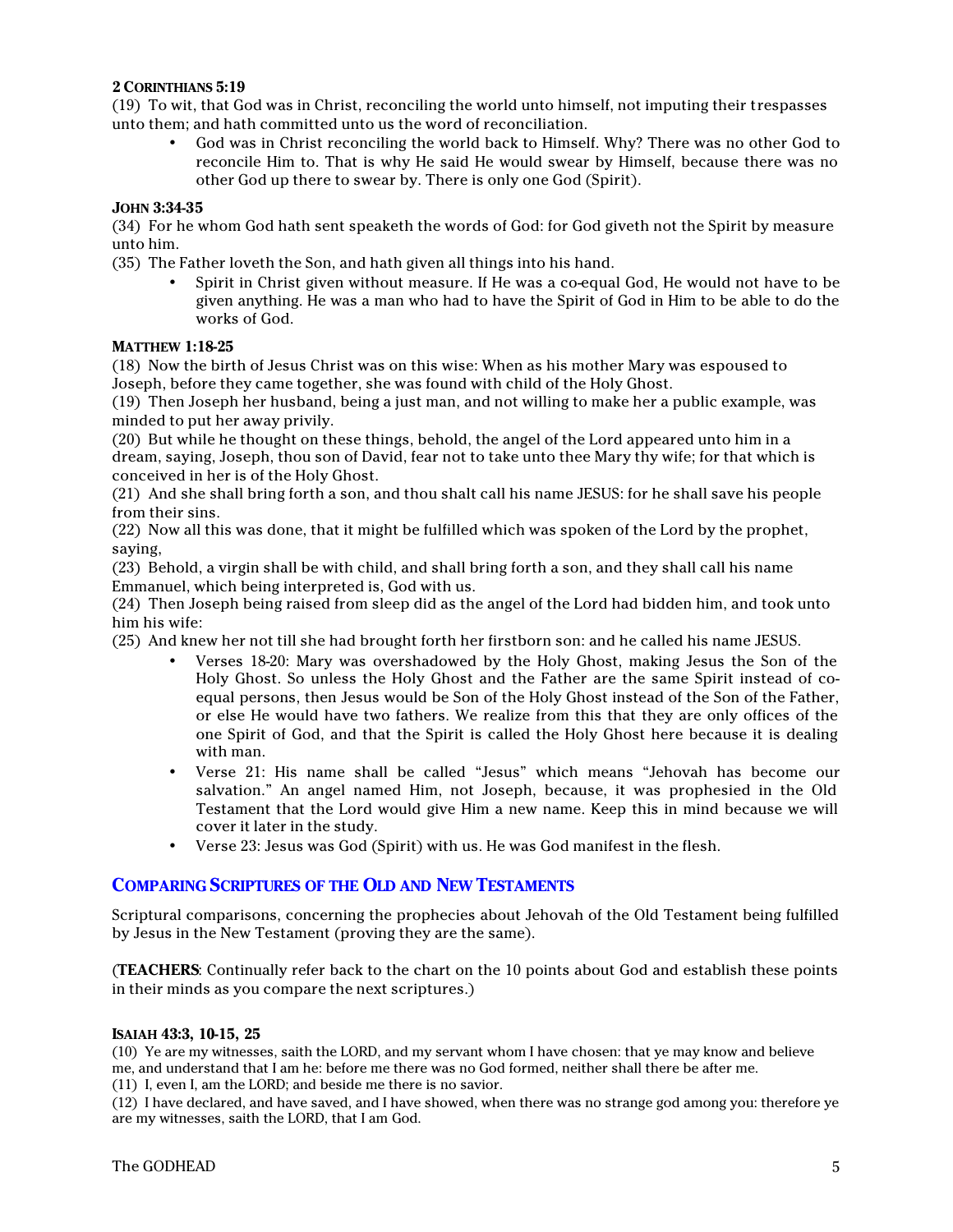#### 2 Corinthians 5:19

(19) To wit, that God was in Christ, reconciling the world unto himself, not imputing their trespasses unto them; and hath committed unto us the word of reconciliation.

- God was in Christ reconciling the world back to Himself. Why? There was no other God to reconcile Him to. That is why He said He would swear by Himself, because there was no other God up there to swear by. There is only one God (Spirit).

#### John 3:34-35

(34) For he whom God hath sent speaketh the words of God: for God giveth not the Spirit by measure unto him.

(35) The Father loveth the Son, and hath given all things into his hand.

- Spirit in Christ given without measure. If He was a co-equal God, He would not have to be given anything. He was a man who had to have the Spirit of God in Him to be able to do the works of God.

#### Matthew 1:18-25

(18) Now the birth of Jesus Christ was on this wise: When as his mother Mary was espoused to Joseph, before they came together, she was found with child of the Holy Ghost.

(19) Then Joseph her husband, being a just man, and not willing to make her a public example, was minded to put her away privily.

(20) But while he thought on these things, behold, the angel of the Lord appeared unto him in a dream, saying, Joseph, thou son of David, fear not to take unto thee Mary thy wife; for that which is conceived in her is of the Holy Ghost.

(21) And she shall bring forth a son, and thou shalt call his name JESUS: for he shall save his people from their sins.

(22) Now all this was done, that it might be fulfilled which was spoken of the Lord by the prophet, saying,

(23) Behold, a virgin shall be with child, and shall bring forth a son, and they shall call his name Emmanuel, which being interpreted is, God with us.

(24) Then Joseph being raised from sleep did as the angel of the Lord had bidden him, and took unto him his wife:

(25) And knew her not till she had brought forth her firstborn son: and he called his name JESUS.

- Verses 18-20: Mary was overshadowed by the Holy Ghost, making Jesus the Son of the Holy Ghost. So unless the Holy Ghost and the Father are the same Spirit instead of co-equal persons, then Jesus would be Son of the Holy Ghost instead of the Son of the Father, or else He would have two fathers. We realize from this that they are only offices of the one Spirit of God, and that the Spirit is called the Holy Ghost here because it is dealing with man.
- Verse 21: His name shall be called "Jesus" which means "Jehovah has become our salvation." An angel named Him, not Joseph, because, it was prophesied in the Old Testament that the Lord would give Him a new name. Keep this in mind because we will cover it later in the study.
- Verse 23: Jesus was God (Spirit) with us. He was God manifest in the flesh.

## Comparing Scriptures of the Old and New Testaments

Scriptural comparisons, concerning the prophecies about Jehovah of the Old Testament being fulfilled by Jesus in the New Testament (proving they are the same).

(**TEACHERS**: Continually refer back to the chart on the 10 points about God and establish these points in their minds as you compare the next scriptures.)

#### Isaiah 43:3, 10-15, 25

(10) Ye are my witnesses, saith the LORD, and my servant whom I have chosen: that ye may know and believe me, and understand that I am he: before me there was no God formed, neither shall there be after me.

(11) I, even I, am the LORD; and beside me there is no savior.

(12) I have declared, and have saved, and I have showed, when there was no strange god among you: therefore ye are my witnesses, saith the LORD, that I am God.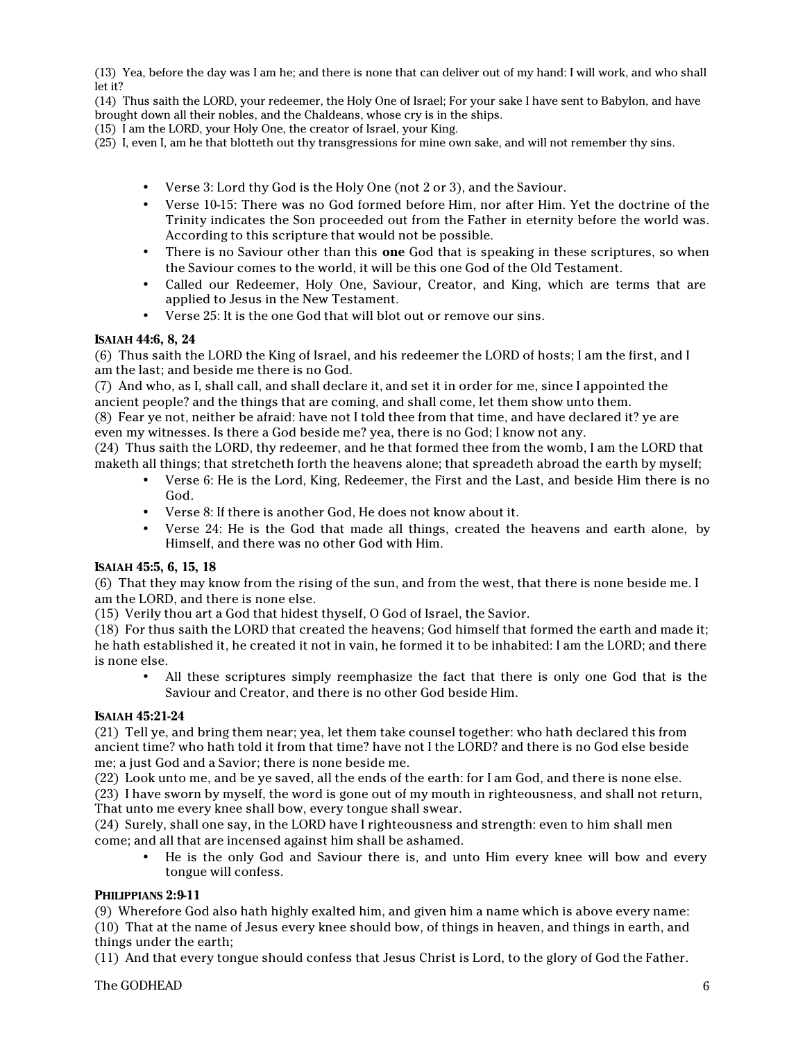(13) Yea, before the day was I am he; and there is none that can deliver out of my hand: I will work, and who shall let it?
(14) Thus saith the LORD, your redeemer, the Holy One of Israel; For your sake I have sent to Babylon, and have brought down all their nobles, and the Chaldeans, whose cry is in the ships.
(15) I am the LORD, your Holy One, the creator of Israel, your King.
(25) I, even I, am he that blotteth out thy transgressions for mine own sake, and will not remember thy sins.

- Verse 3: Lord thy God is the Holy One (not 2 or 3), and the Saviour.
- Verse 10-15: There was no God formed before Him, nor after Him. Yet the doctrine of the Trinity indicates the Son proceeded out from the Father in eternity before the world was. According to this scripture that would not be possible.
- There is no Saviour other than this **one** God that is speaking in these scriptures, so when the Saviour comes to the world, it will be this one God of the Old Testament.
- Called our Redeemer, Holy One, Saviour, Creator, and King, which are terms that are applied to Jesus in the New Testament.
- Verse 25: It is the one God that will blot out or remove our sins.

**ISAIAH 44:6, 8, 24**

(6) Thus saith the LORD the King of Israel, and his redeemer the LORD of hosts; I am the first, and I am the last; and beside me there is no God.
(7) And who, as I, shall call, and shall declare it, and set it in order for me, since I appointed the ancient people? and the things that are coming, and shall come, let them show unto them.
(8) Fear ye not, neither be afraid: have not I told thee from that time, and have declared it? ye are even my witnesses. Is there a God beside me? yea, there is no God; I know not any.
(24) Thus saith the LORD, thy redeemer, and he that formed thee from the womb, I am the LORD that maketh all things; that stretcheth forth the heavens alone; that spreadeth abroad the earth by myself;

- Verse 6: He is the Lord, King, Redeemer, the First and the Last, and beside Him there is no God.
- Verse 8: If there is another God, He does not know about it.
- Verse 24: He is the God that made all things, created the heavens and earth alone, by Himself, and there was no other God with Him.

**ISAIAH 45:5, 6, 15, 18**

(6) That they may know from the rising of the sun, and from the west, that there is none beside me. I am the LORD, and there is none else.
(15) Verily thou art a God that hidest thyself, O God of Israel, the Savior.
(18) For thus saith the LORD that created the heavens; God himself that formed the earth and made it; he hath established it, he created it not in vain, he formed it to be inhabited: I am the LORD; and there is none else.

- All these scriptures simply reemphasize the fact that there is only one God that is the Saviour and Creator, and there is no other God beside Him.

**ISAIAH 45:21-24**

(21) Tell ye, and bring them near; yea, let them take counsel together: who hath declared this from ancient time? who hath told it from that time? have not I the LORD? and there is no God else beside me; a just God and a Savior; there is none beside me.
(22) Look unto me, and be ye saved, all the ends of the earth: for I am God, and there is none else.
(23) I have sworn by myself, the word is gone out of my mouth in righteousness, and shall not return, That unto me every knee shall bow, every tongue shall swear.
(24) Surely, shall one say, in the LORD have I righteousness and strength: even to him shall men come; and all that are incensed against him shall be ashamed.

- He is the only God and Saviour there is, and unto Him every knee will bow and every tongue will confess.

**PHILIPPIANS 2:9-11**

(9) Wherefore God also hath highly exalted him, and given him a name which is above every name:
(10) That at the name of Jesus every knee should bow, of things in heaven, and things in earth, and things under the earth;
(11) And that every tongue should confess that Jesus Christ is Lord, to the glory of God the Father.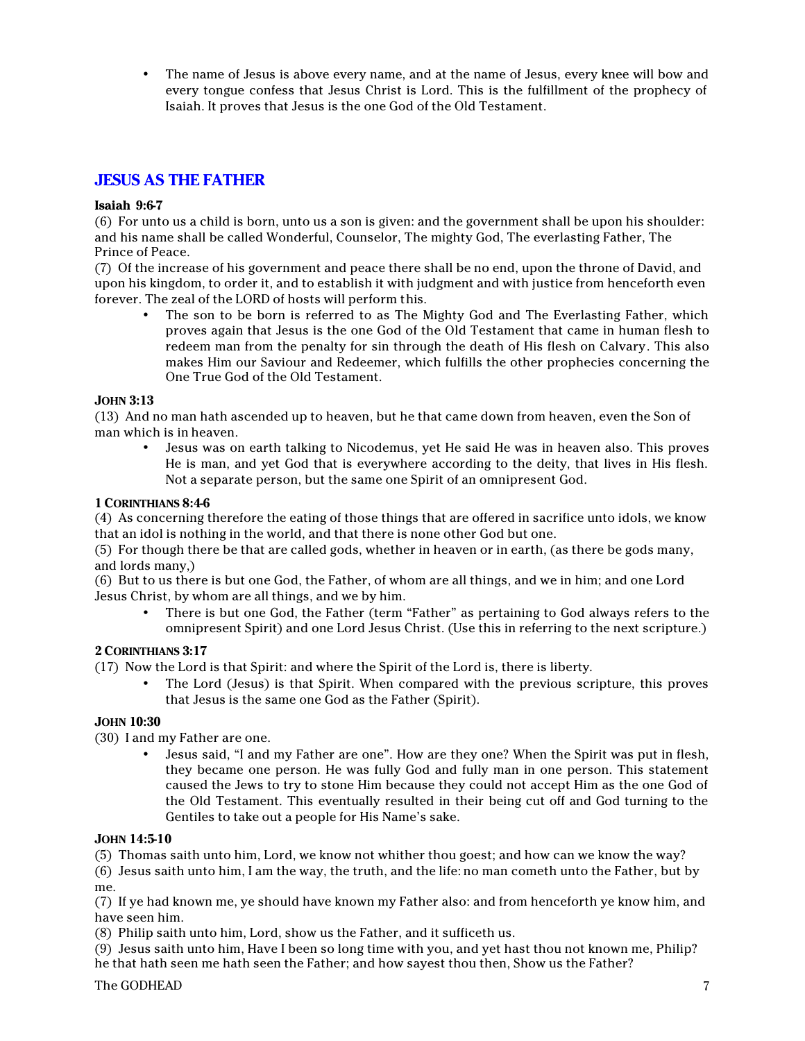- The name of Jesus is above every name, and at the name of Jesus, every knee will bow and every tongue confess that Jesus Christ is Lord. This is the fulfillment of the prophecy of Isaiah. It proves that Jesus is the one God of the Old Testament.

## JESUS AS THE FATHER

**Isaiah 9:6-7**

(6) For unto us a child is born, unto us a son is given: and the government shall be upon his shoulder: and his name shall be called Wonderful, Counselor, The mighty God, The everlasting Father, The Prince of Peace.

(7) Of the increase of his government and peace there shall be no end, upon the throne of David, and upon his kingdom, to order it, and to establish it with judgment and with justice from henceforth even forever. The zeal of the LORD of hosts will perform this.

- The son to be born is referred to as The Mighty God and The Everlasting Father, which proves again that Jesus is the one God of the Old Testament that came in human flesh to redeem man from the penalty for sin through the death of His flesh on Calvary. This also makes Him our Saviour and Redeemer, which fulfills the other prophecies concerning the One True God of the Old Testament.

**JOHN 3:13**

(13) And no man hath ascended up to heaven, but he that came down from heaven, even the Son of man which is in heaven.

- Jesus was on earth talking to Nicodemus, yet He said He was in heaven also. This proves He is man, and yet God that is everywhere according to the deity, that lives in His flesh. Not a separate person, but the same one Spirit of an omnipresent God.

**1 CORINTHIANS 8:4-6**

(4) As concerning therefore the eating of those things that are offered in sacrifice unto idols, we know that an idol is nothing in the world, and that there is none other God but one.

(5) For though there be that are called gods, whether in heaven or in earth, (as there be gods many, and lords many,)

(6) But to us there is but one God, the Father, of whom are all things, and we in him; and one Lord Jesus Christ, by whom are all things, and we by him.

- There is but one God, the Father (term "Father" as pertaining to God always refers to the omnipresent Spirit) and one Lord Jesus Christ. (Use this in referring to the next scripture.)

**2 CORINTHIANS 3:17**

(17) Now the Lord is that Spirit: and where the Spirit of the Lord is, there is liberty.

- The Lord (Jesus) is that Spirit. When compared with the previous scripture, this proves that Jesus is the same one God as the Father (Spirit).

**JOHN 10:30**

(30) I and my Father are one.

- Jesus said, "I and my Father are one". How are they one? When the Spirit was put in flesh, they became one person. He was fully God and fully man in one person. This statement caused the Jews to try to stone Him because they could not accept Him as the one God of the Old Testament. This eventually resulted in their being cut off and God turning to the Gentiles to take out a people for His Name's sake.

**JOHN 14:5-10**

(5) Thomas saith unto him, Lord, we know not whither thou goest; and how can we know the way?

(6) Jesus saith unto him, I am the way, the truth, and the life: no man cometh unto the Father, but by me.

(7) If ye had known me, ye should have known my Father also: and from henceforth ye know him, and have seen him.

(8) Philip saith unto him, Lord, show us the Father, and it sufficeth us.

(9) Jesus saith unto him, Have I been so long time with you, and yet hast thou not known me, Philip? he that hath seen me hath seen the Father; and how sayest thou then, Show us the Father?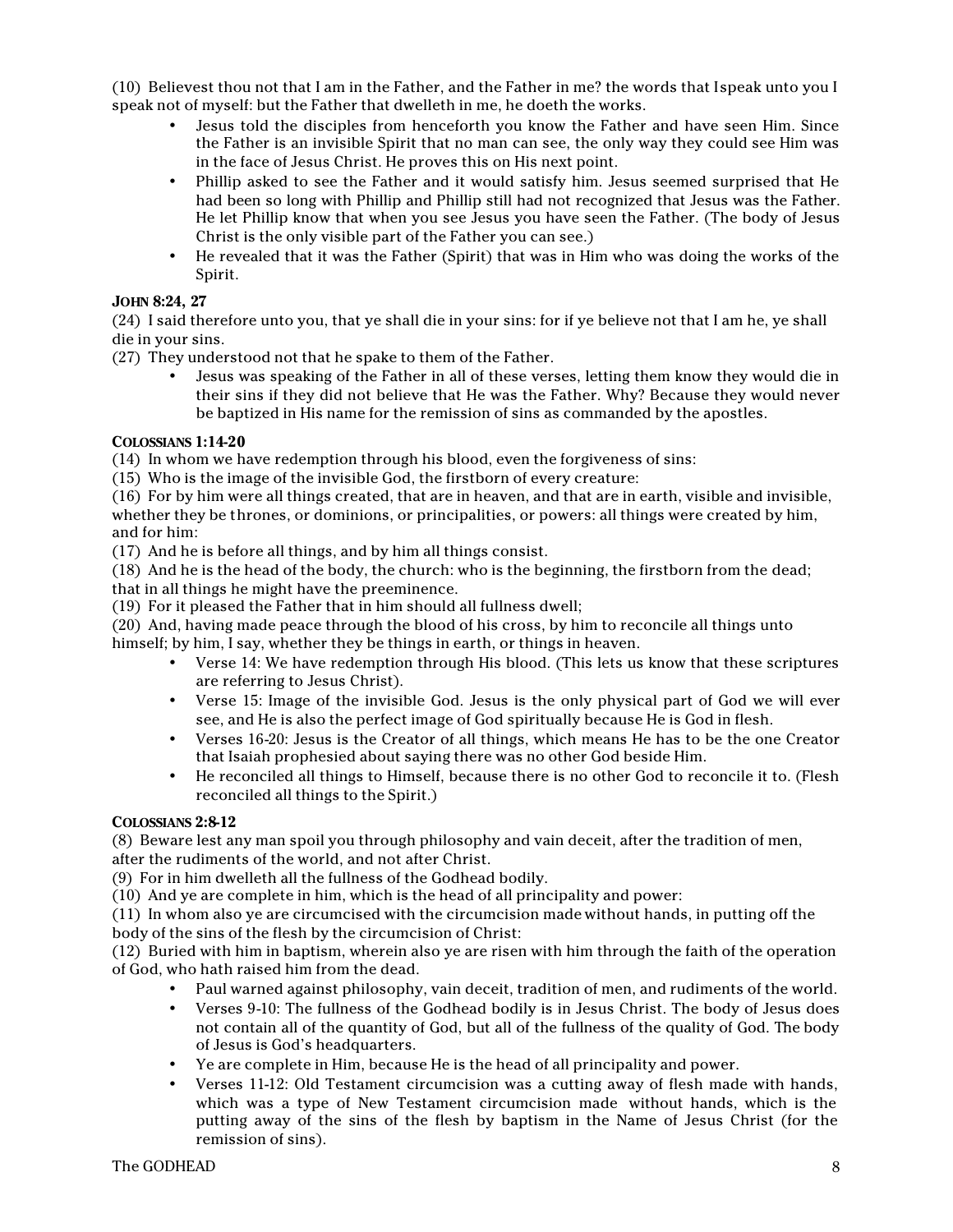(10) Believest thou not that I am in the Father, and the Father in me? the words that I speak unto you I speak not of myself: but the Father that dwelleth in me, he doeth the works.

- Jesus told the disciples from henceforth you know the Father and have seen Him. Since the Father is an invisible Spirit that no man can see, the only way they could see Him was in the face of Jesus Christ. He proves this on His next point.
- Phillip asked to see the Father and it would satisfy him. Jesus seemed surprised that He had been so long with Phillip and Phillip still had not recognized that Jesus was the Father. He let Phillip know that when you see Jesus you have seen the Father. (The body of Jesus Christ is the only visible part of the Father you can see.)
- He revealed that it was the Father (Spirit) that was in Him who was doing the works of the Spirit.

**JOHN 8:24, 27**

(24) I said therefore unto you, that ye shall die in your sins: for if ye believe not that I am he, ye shall die in your sins.

(27) They understood not that he spake to them of the Father.

- Jesus was speaking of the Father in all of these verses, letting them know they would die in their sins if they did not believe that He was the Father. Why? Because they would never be baptized in His name for the remission of sins as commanded by the apostles.

**COLOSSIANS 1:14-20**

(14) In whom we have redemption through his blood, even the forgiveness of sins:

(15) Who is the image of the invisible God, the firstborn of every creature:

(16) For by him were all things created, that are in heaven, and that are in earth, visible and invisible, whether they be thrones, or dominions, or principalities, or powers: all things were created by him, and for him:

(17) And he is before all things, and by him all things consist.

(18) And he is the head of the body, the church: who is the beginning, the firstborn from the dead; that in all things he might have the preeminence.

(19) For it pleased the Father that in him should all fullness dwell;

(20) And, having made peace through the blood of his cross, by him to reconcile all things unto himself; by him, I say, whether they be things in earth, or things in heaven.

- Verse 14: We have redemption through His blood. (This lets us know that these scriptures are referring to Jesus Christ).
- Verse 15: Image of the invisible God. Jesus is the only physical part of God we will ever see, and He is also the perfect image of God spiritually because He is God in flesh.
- Verses 16-20: Jesus is the Creator of all things, which means He has to be the one Creator that Isaiah prophesied about saying there was no other God beside Him.
- He reconciled all things to Himself, because there is no other God to reconcile it to. (Flesh reconciled all things to the Spirit.)

**COLOSSIANS 2:8-12**

(8) Beware lest any man spoil you through philosophy and vain deceit, after the tradition of men, after the rudiments of the world, and not after Christ.

(9) For in him dwelleth all the fullness of the Godhead bodily.

(10) And ye are complete in him, which is the head of all principality and power:

(11) In whom also ye are circumcised with the circumcision made without hands, in putting off the body of the sins of the flesh by the circumcision of Christ:

(12) Buried with him in baptism, wherein also ye are risen with him through the faith of the operation of God, who hath raised him from the dead.

- Paul warned against philosophy, vain deceit, tradition of men, and rudiments of the world.
- Verses 9-10: The fullness of the Godhead bodily is in Jesus Christ. The body of Jesus does not contain all of the quantity of God, but all of the fullness of the quality of God. The body of Jesus is God's headquarters.
- Ye are complete in Him, because He is the head of all principality and power.
- Verses 11-12: Old Testament circumcision was a cutting away of flesh made with hands, which was a type of New Testament circumcision made without hands, which is the putting away of the sins of the flesh by baptism in the Name of Jesus Christ (for the remission of sins).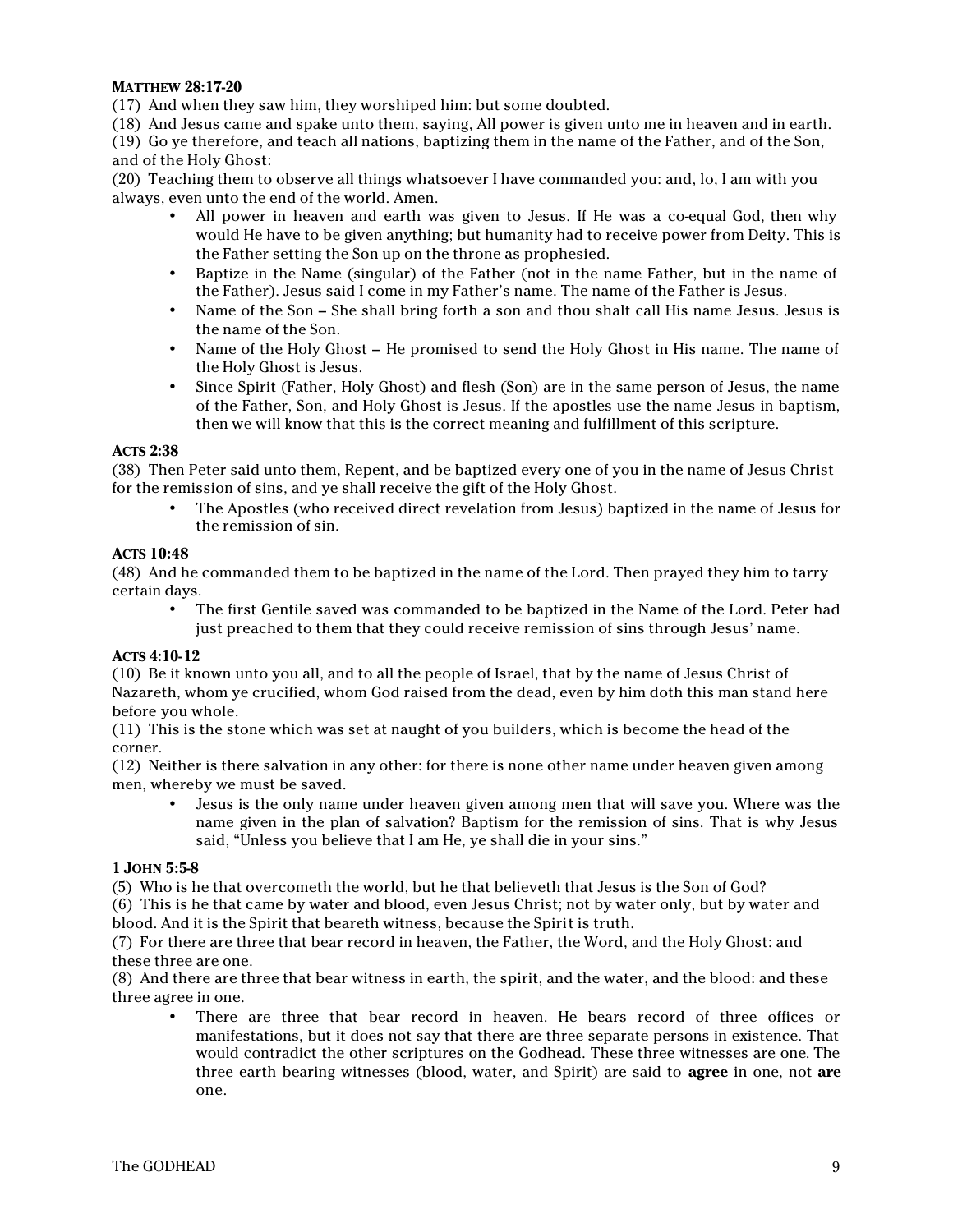**MATTHEW 28:17-20**

(17) And when they saw him, they worshiped him: but some doubted.

(18) And Jesus came and spake unto them, saying, All power is given unto me in heaven and in earth.

(19) Go ye therefore, and teach all nations, baptizing them in the name of the Father, and of the Son, and of the Holy Ghost:

(20) Teaching them to observe all things whatsoever I have commanded you: and, lo, I am with you always, even unto the end of the world. Amen.

- All power in heaven and earth was given to Jesus. If He was a co-equal God, then why would He have to be given anything; but humanity had to receive power from Deity. This is the Father setting the Son up on the throne as prophesied.
- Baptize in the Name (singular) of the Father (not in the name Father, but in the name of the Father). Jesus said I come in my Father's name. The name of the Father is Jesus.
- Name of the Son – She shall bring forth a son and thou shalt call His name Jesus. Jesus is the name of the Son.
- Name of the Holy Ghost – He promised to send the Holy Ghost in His name. The name of the Holy Ghost is Jesus.
- Since Spirit (Father, Holy Ghost) and flesh (Son) are in the same person of Jesus, the name of the Father, Son, and Holy Ghost is Jesus. If the apostles use the name Jesus in baptism, then we will know that this is the correct meaning and fulfillment of this scripture.

**ACTS 2:38**

(38) Then Peter said unto them, Repent, and be baptized every one of you in the name of Jesus Christ for the remission of sins, and ye shall receive the gift of the Holy Ghost.

- The Apostles (who received direct revelation from Jesus) baptized in the name of Jesus for the remission of sin.

**ACTS 10:48**

(48) And he commanded them to be baptized in the name of the Lord. Then prayed they him to tarry certain days.

- The first Gentile saved was commanded to be baptized in the Name of the Lord. Peter had just preached to them that they could receive remission of sins through Jesus' name.

**ACTS 4:10-12**

(10) Be it known unto you all, and to all the people of Israel, that by the name of Jesus Christ of Nazareth, whom ye crucified, whom God raised from the dead, even by him doth this man stand here before you whole.

(11) This is the stone which was set at naught of you builders, which is become the head of the corner.

(12) Neither is there salvation in any other: for there is none other name under heaven given among men, whereby we must be saved.

- Jesus is the only name under heaven given among men that will save you. Where was the name given in the plan of salvation? Baptism for the remission of sins. That is why Jesus said, "Unless you believe that I am He, ye shall die in your sins."

**1 JOHN 5:5-8**

(5) Who is he that overcometh the world, but he that believeth that Jesus is the Son of God?

(6) This is he that came by water and blood, even Jesus Christ; not by water only, but by water and blood. And it is the Spirit that beareth witness, because the Spirit is truth.

(7) For there are three that bear record in heaven, the Father, the Word, and the Holy Ghost: and these three are one.

(8) And there are three that bear witness in earth, the spirit, and the water, and the blood: and these three agree in one.

- There are three that bear record in heaven. He bears record of three offices or manifestations, but it does not say that there are three separate persons in existence. That would contradict the other scriptures on the Godhead. These three witnesses are one. The three earth bearing witnesses (blood, water, and Spirit) are said to **agree** in one, not **are** one.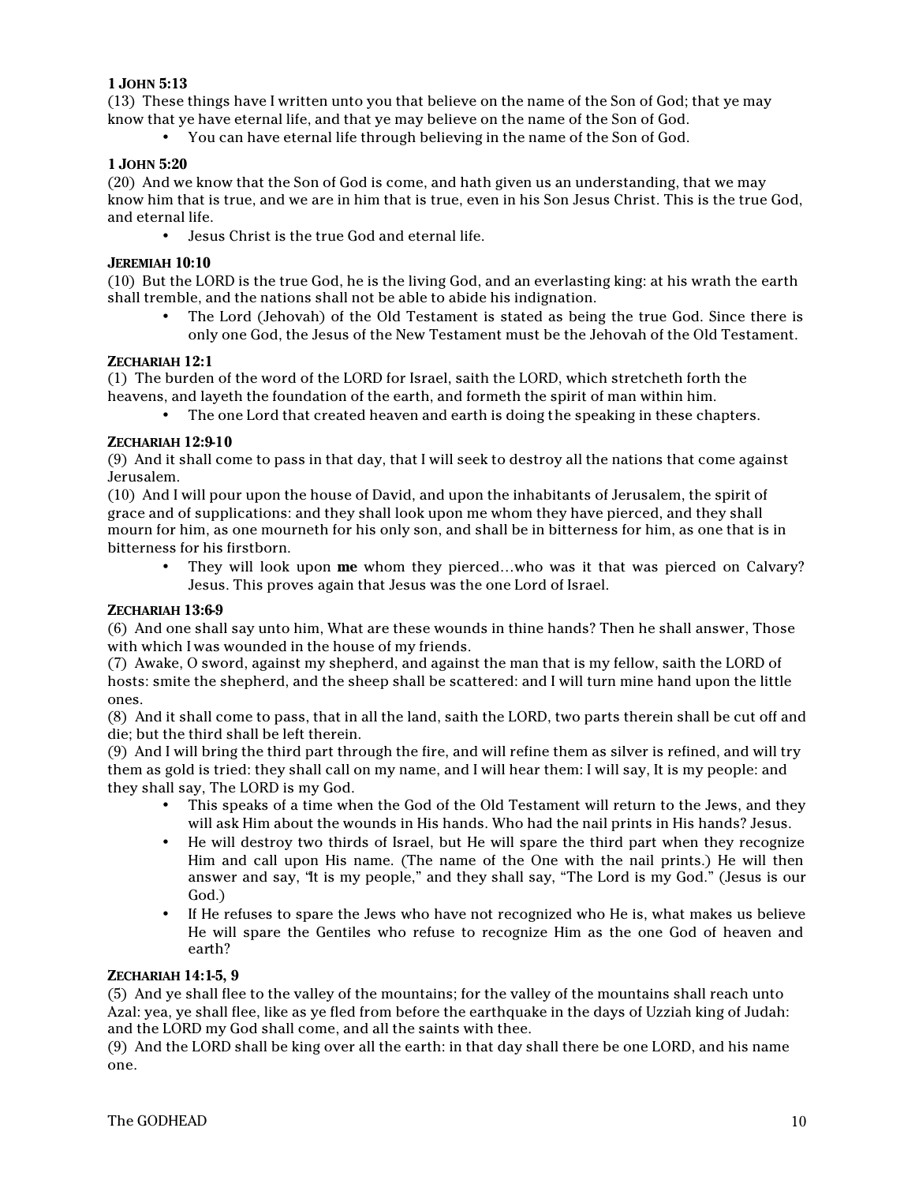**1 JOHN 5:13**

(13) These things have I written unto you that believe on the name of the Son of God; that ye may know that ye have eternal life, and that ye may believe on the name of the Son of God.

- You can have eternal life through believing in the name of the Son of God.

**1 JOHN 5:20**

(20) And we know that the Son of God is come, and hath given us an understanding, that we may know him that is true, and we are in him that is true, even in his Son Jesus Christ. This is the true God, and eternal life.

- Jesus Christ is the true God and eternal life.

**JEREMIAH 10:10**

(10) But the LORD is the true God, he is the living God, and an everlasting king: at his wrath the earth shall tremble, and the nations shall not be able to abide his indignation.

- The Lord (Jehovah) of the Old Testament is stated as being the true God. Since there is only one God, the Jesus of the New Testament must be the Jehovah of the Old Testament.

**ZECHARIAH 12:1**

(1) The burden of the word of the LORD for Israel, saith the LORD, which stretcheth forth the heavens, and layeth the foundation of the earth, and formeth the spirit of man within him.

- The one Lord that created heaven and earth is doing the speaking in these chapters.

**ZECHARIAH 12:9-10**

(9) And it shall come to pass in that day, that I will seek to destroy all the nations that come against Jerusalem.

(10) And I will pour upon the house of David, and upon the inhabitants of Jerusalem, the spirit of grace and of supplications: and they shall look upon me whom they have pierced, and they shall mourn for him, as one mourneth for his only son, and shall be in bitterness for him, as one that is in bitterness for his firstborn.

- They will look upon **me** whom they pierced…who was it that was pierced on Calvary? Jesus. This proves again that Jesus was the one Lord of Israel.

**ZECHARIAH 13:6-9**

(6) And one shall say unto him, What are these wounds in thine hands? Then he shall answer, Those with which I was wounded in the house of my friends.

(7) Awake, O sword, against my shepherd, and against the man that is my fellow, saith the LORD of hosts: smite the shepherd, and the sheep shall be scattered: and I will turn mine hand upon the little ones.

(8) And it shall come to pass, that in all the land, saith the LORD, two parts therein shall be cut off and die; but the third shall be left therein.

(9) And I will bring the third part through the fire, and will refine them as silver is refined, and will try them as gold is tried: they shall call on my name, and I will hear them: I will say, It is my people: and they shall say, The LORD is my God.

- This speaks of a time when the God of the Old Testament will return to the Jews, and they will ask Him about the wounds in His hands. Who had the nail prints in His hands? Jesus.
- He will destroy two thirds of Israel, but He will spare the third part when they recognize Him and call upon His name. (The name of the One with the nail prints.) He will then answer and say, "It is my people," and they shall say, "The Lord is my God." (Jesus is our God.)
- If He refuses to spare the Jews who have not recognized who He is, what makes us believe He will spare the Gentiles who refuse to recognize Him as the one God of heaven and earth?

**ZECHARIAH 14:1-5, 9**

(5) And ye shall flee to the valley of the mountains; for the valley of the mountains shall reach unto Azal: yea, ye shall flee, like as ye fled from before the earthquake in the days of Uzziah king of Judah: and the LORD my God shall come, and all the saints with thee.

(9) And the LORD shall be king over all the earth: in that day shall there be one LORD, and his name one.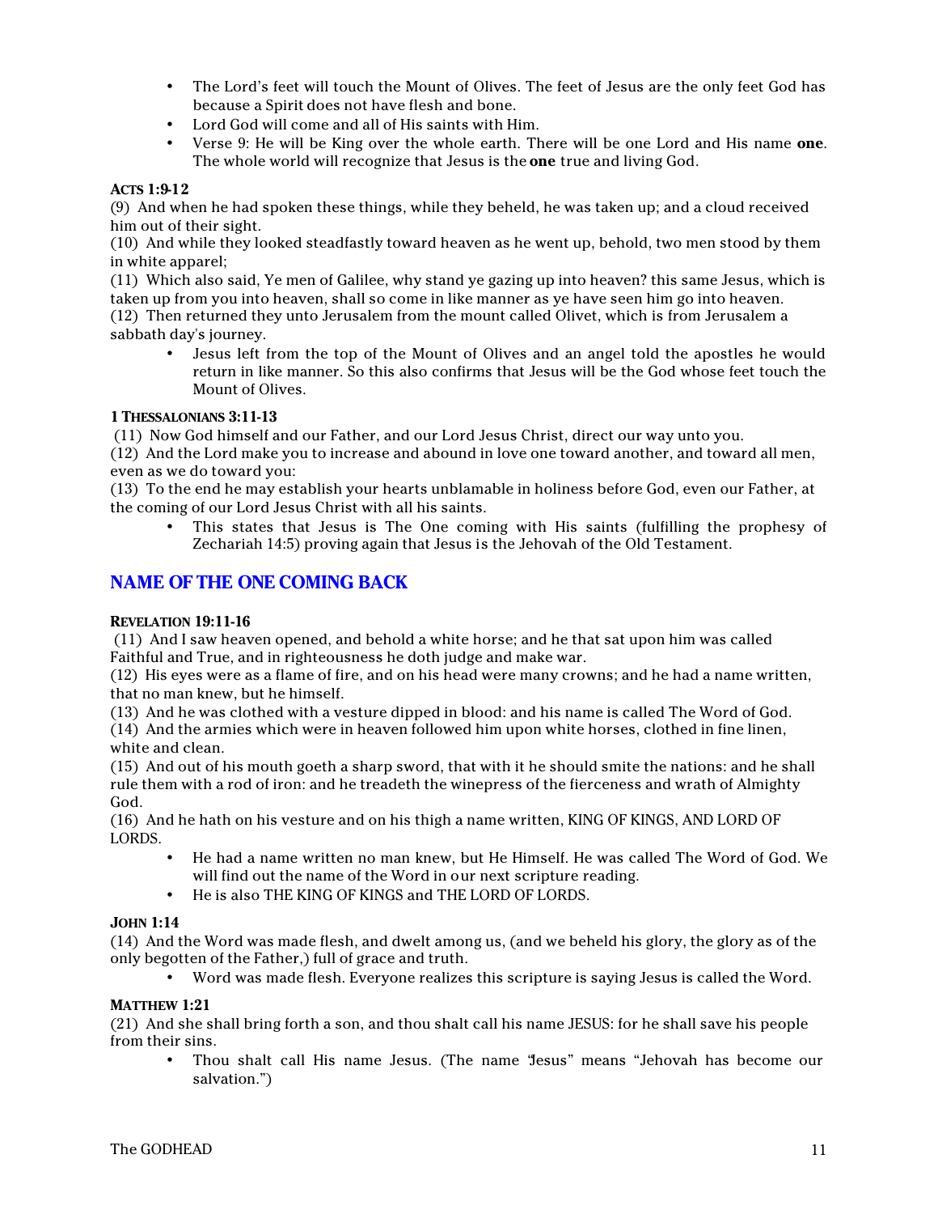- The Lord's feet will touch the Mount of Olives. The feet of Jesus are the only feet God has because a Spirit does not have flesh and bone.
- Lord God will come and all of His saints with Him.
- Verse 9: He will be King over the whole earth. There will be one Lord and His name **one**. The whole world will recognize that Jesus is the **one** true and living God.

**ACTS 1:9-12**

(9) And when he had spoken these things, while they beheld, he was taken up; and a cloud received him out of their sight.
(10) And while they looked steadfastly toward heaven as he went up, behold, two men stood by them in white apparel;
(11) Which also said, Ye men of Galilee, why stand ye gazing up into heaven? this same Jesus, which is taken up from you into heaven, shall so come in like manner as ye have seen him go into heaven.
(12) Then returned they unto Jerusalem from the mount called Olivet, which is from Jerusalem a sabbath day's journey.

- Jesus left from the top of the Mount of Olives and an angel told the apostles he would return in like manner. So this also confirms that Jesus will be the God whose feet touch the Mount of Olives.

**1 THESSALONIANS 3:11-13**

(11) Now God himself and our Father, and our Lord Jesus Christ, direct our way unto you.
(12) And the Lord make you to increase and abound in love one toward another, and toward all men, even as we do toward you:
(13) To the end he may establish your hearts unblamable in holiness before God, even our Father, at the coming of our Lord Jesus Christ with all his saints.

- This states that Jesus is The One coming with His saints (fulfilling the prophesy of Zechariah 14:5) proving again that Jesus is the Jehovah of the Old Testament.

## NAME OF THE ONE COMING BACK

**REVELATION 19:11-16**

(11) And I saw heaven opened, and behold a white horse; and he that sat upon him was called Faithful and True, and in righteousness he doth judge and make war.
(12) His eyes were as a flame of fire, and on his head were many crowns; and he had a name written, that no man knew, but he himself.
(13) And he was clothed with a vesture dipped in blood: and his name is called The Word of God.
(14) And the armies which were in heaven followed him upon white horses, clothed in fine linen, white and clean.
(15) And out of his mouth goeth a sharp sword, that with it he should smite the nations: and he shall rule them with a rod of iron: and he treadeth the winepress of the fierceness and wrath of Almighty God.
(16) And he hath on his vesture and on his thigh a name written, KING OF KINGS, AND LORD OF LORDS.

- He had a name written no man knew, but He Himself. He was called The Word of God. We will find out the name of the Word in our next scripture reading.
- He is also THE KING OF KINGS and THE LORD OF LORDS.

**JOHN 1:14**

(14) And the Word was made flesh, and dwelt among us, (and we beheld his glory, the glory as of the only begotten of the Father,) full of grace and truth.

- Word was made flesh. Everyone realizes this scripture is saying Jesus is called the Word.

**MATTHEW 1:21**

(21) And she shall bring forth a son, and thou shalt call his name JESUS: for he shall save his people from their sins.

- Thou shalt call His name Jesus. (The name "Jesus" means "Jehovah has become our salvation.")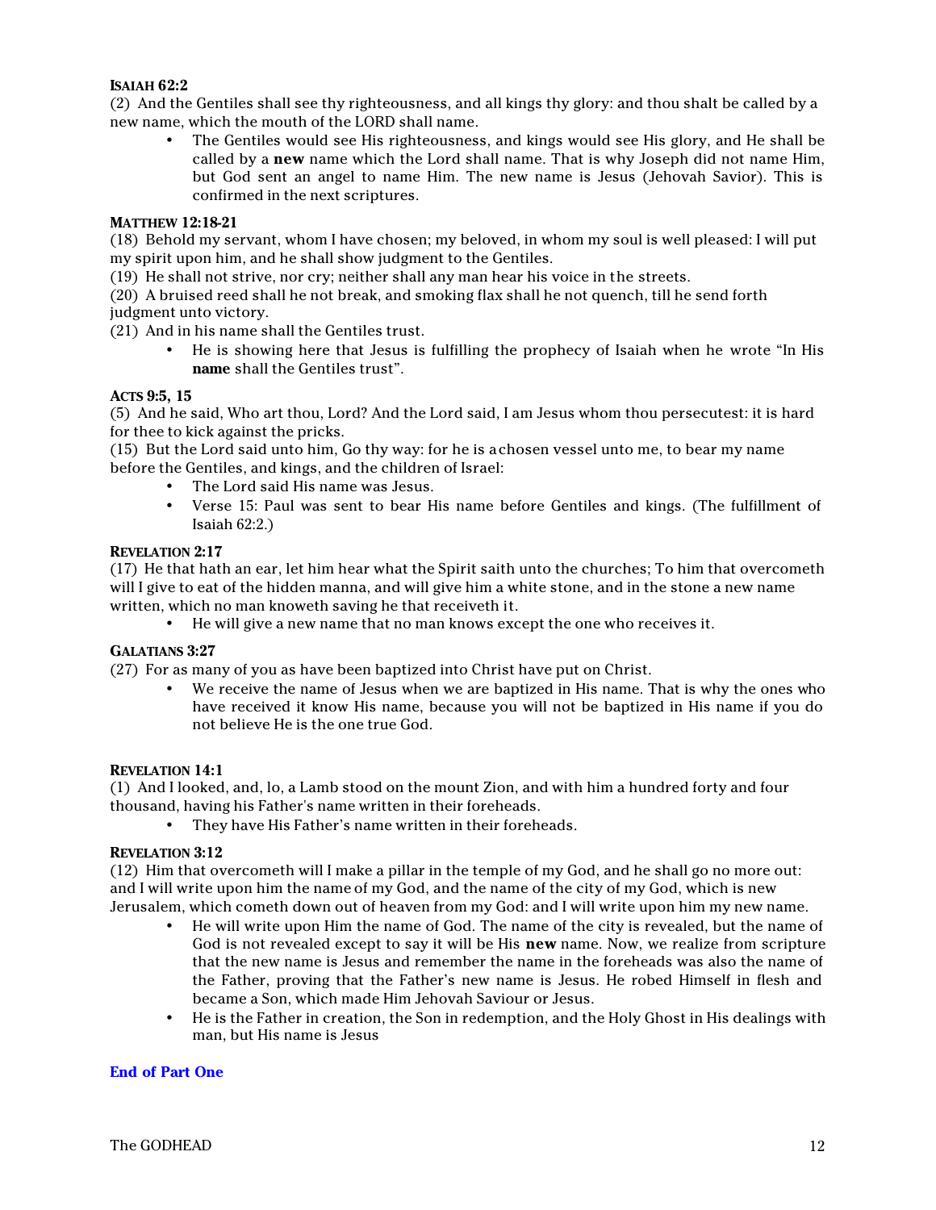**ISAIAH 62:2**

(2) And the Gentiles shall see thy righteousness, and all kings thy glory: and thou shalt be called by a new name, which the mouth of the LORD shall name.

- The Gentiles would see His righteousness, and kings would see His glory, and He shall be called by a **new** name which the Lord shall name. That is why Joseph did not name Him, but God sent an angel to name Him. The new name is Jesus (Jehovah Savior). This is confirmed in the next scriptures.

**MATTHEW 12:18-21**

(18) Behold my servant, whom I have chosen; my beloved, in whom my soul is well pleased: I will put my spirit upon him, and he shall show judgment to the Gentiles.

(19) He shall not strive, nor cry; neither shall any man hear his voice in the streets.

(20) A bruised reed shall he not break, and smoking flax shall he not quench, till he send forth judgment unto victory.

(21) And in his name shall the Gentiles trust.

- He is showing here that Jesus is fulfilling the prophecy of Isaiah when he wrote "In His **name** shall the Gentiles trust".

**ACTS 9:5, 15**

(5) And he said, Who art thou, Lord? And the Lord said, I am Jesus whom thou persecutest: it is hard for thee to kick against the pricks.

(15) But the Lord said unto him, Go thy way: for he is a chosen vessel unto me, to bear my name before the Gentiles, and kings, and the children of Israel:

- The Lord said His name was Jesus.
- Verse 15: Paul was sent to bear His name before Gentiles and kings. (The fulfillment of Isaiah 62:2.)

**REVELATION 2:17**

(17) He that hath an ear, let him hear what the Spirit saith unto the churches; To him that overcometh will I give to eat of the hidden manna, and will give him a white stone, and in the stone a new name written, which no man knoweth saving he that receiveth it.

- He will give a new name that no man knows except the one who receives it.

**GALATIANS 3:27**

(27) For as many of you as have been baptized into Christ have put on Christ.

- We receive the name of Jesus when we are baptized in His name. That is why the ones who have received it know His name, because you will not be baptized in His name if you do not believe He is the one true God.

**REVELATION 14:1**

(1) And I looked, and, lo, a Lamb stood on the mount Zion, and with him a hundred forty and four thousand, having his Father's name written in their foreheads.

- They have His Father's name written in their foreheads.

**REVELATION 3:12**

(12) Him that overcometh will I make a pillar in the temple of my God, and he shall go no more out: and I will write upon him the name of my God, and the name of the city of my God, which is new Jerusalem, which cometh down out of heaven from my God: and I will write upon him my new name.

- He will write upon Him the name of God. The name of the city is revealed, but the name of God is not revealed except to say it will be His **new** name. Now, we realize from scripture that the new name is Jesus and remember the name in the foreheads was also the name of the Father, proving that the Father's new name is Jesus. He robed Himself in flesh and became a Son, which made Him Jehovah Saviour or Jesus.
- He is the Father in creation, the Son in redemption, and the Holy Ghost in His dealings with man, but His name is Jesus

**End of Part One**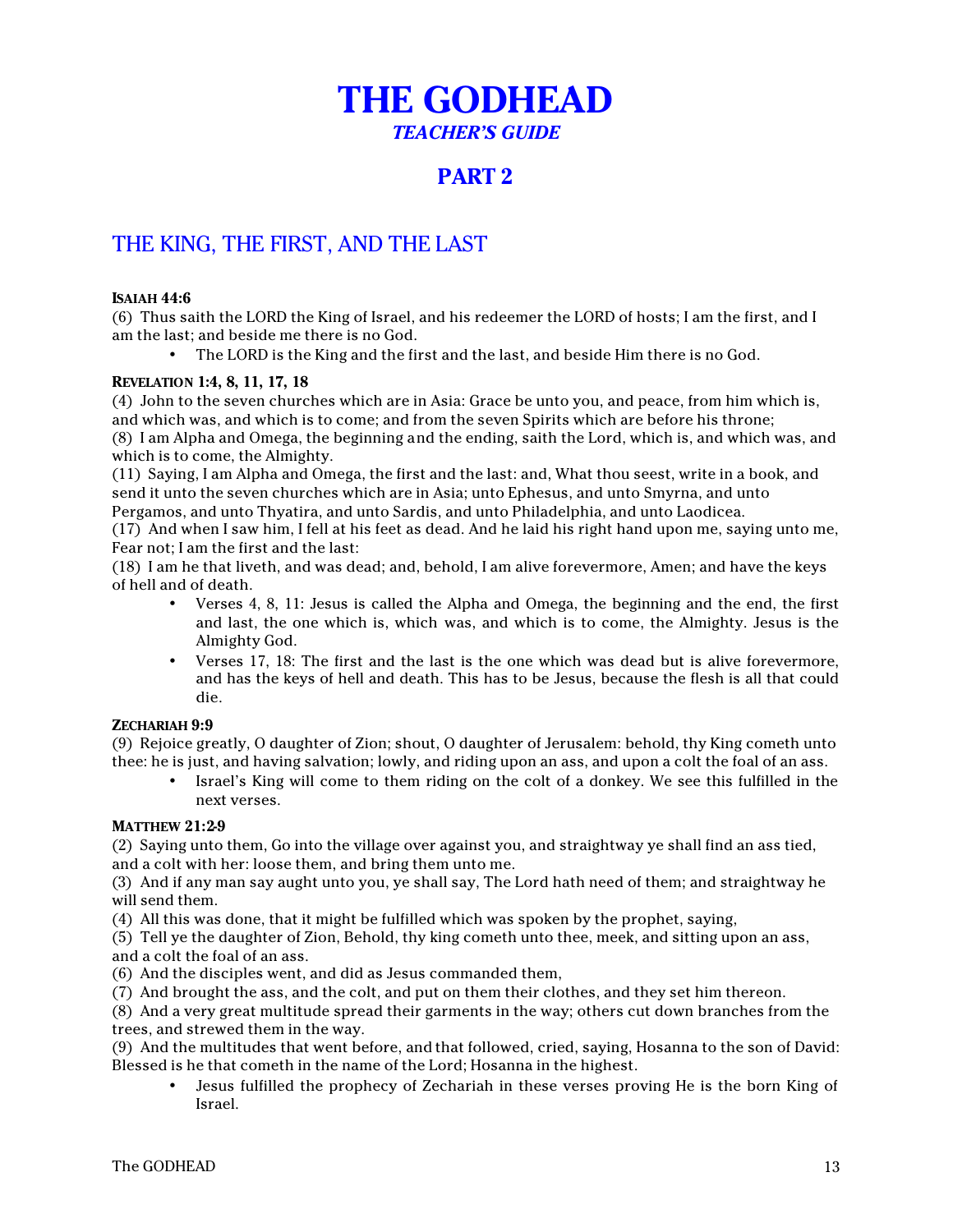# THE GODHEAD

### *TEACHER'S GUIDE*

## PART 2

## THE KING, THE FIRST, AND THE LAST

**ISAIAH 44:6**

(6) Thus saith the LORD the King of Israel, and his redeemer the LORD of hosts; I am the first, and I am the last; and beside me there is no God.

- The LORD is the King and the first and the last, and beside Him there is no God.

**REVELATION 1:4, 8, 11, 17, 18**

(4) John to the seven churches which are in Asia: Grace be unto you, and peace, from him which is, and which was, and which is to come; and from the seven Spirits which are before his throne;
(8) I am Alpha and Omega, the beginning and the ending, saith the Lord, which is, and which was, and which is to come, the Almighty.
(11) Saying, I am Alpha and Omega, the first and the last: and, What thou seest, write in a book, and send it unto the seven churches which are in Asia; unto Ephesus, and unto Smyrna, and unto Pergamos, and unto Thyatira, and unto Sardis, and unto Philadelphia, and unto Laodicea.
(17) And when I saw him, I fell at his feet as dead. And he laid his right hand upon me, saying unto me, Fear not; I am the first and the last:
(18) I am he that liveth, and was dead; and, behold, I am alive forevermore, Amen; and have the keys of hell and of death.

- Verses 4, 8, 11: Jesus is called the Alpha and Omega, the beginning and the end, the first and last, the one which is, which was, and which is to come, the Almighty. Jesus is the Almighty God.
- Verses 17, 18: The first and the last is the one which was dead but is alive forevermore, and has the keys of hell and death. This has to be Jesus, because the flesh is all that could die.

**ZECHARIAH 9:9**

(9) Rejoice greatly, O daughter of Zion; shout, O daughter of Jerusalem: behold, thy King cometh unto thee: he is just, and having salvation; lowly, and riding upon an ass, and upon a colt the foal of an ass.

- Israel's King will come to them riding on the colt of a donkey. We see this fulfilled in the next verses.

**MATTHEW 21:2-9**

(2) Saying unto them, Go into the village over against you, and straightway ye shall find an ass tied, and a colt with her: loose them, and bring them unto me.
(3) And if any man say aught unto you, ye shall say, The Lord hath need of them; and straightway he will send them.
(4) All this was done, that it might be fulfilled which was spoken by the prophet, saying,
(5) Tell ye the daughter of Zion, Behold, thy king cometh unto thee, meek, and sitting upon an ass, and a colt the foal of an ass.
(6) And the disciples went, and did as Jesus commanded them,
(7) And brought the ass, and the colt, and put on them their clothes, and they set him thereon.
(8) And a very great multitude spread their garments in the way; others cut down branches from the trees, and strewed them in the way.
(9) And the multitudes that went before, and that followed, cried, saying, Hosanna to the son of David: Blessed is he that cometh in the name of the Lord; Hosanna in the highest.

- Jesus fulfilled the prophecy of Zechariah in these verses proving He is the born King of Israel.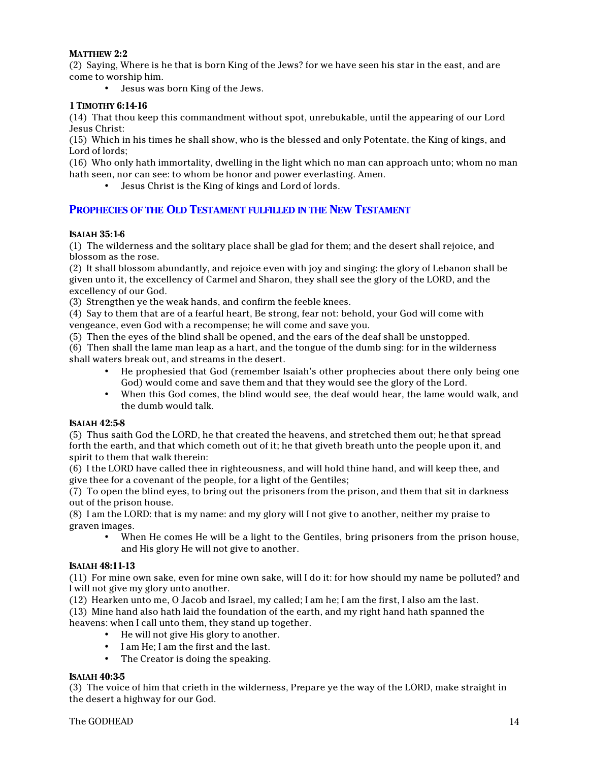**MATTHEW 2:2**

(2) Saying, Where is he that is born King of the Jews? for we have seen his star in the east, and are come to worship him.

- Jesus was born King of the Jews.

**1 TIMOTHY 6:14-16**

(14) That thou keep this commandment without spot, unrebukable, until the appearing of our Lord Jesus Christ:

(15) Which in his times he shall show, who is the blessed and only Potentate, the King of kings, and Lord of lords;

(16) Who only hath immortality, dwelling in the light which no man can approach unto; whom no man hath seen, nor can see: to whom be honor and power everlasting. Amen.

- Jesus Christ is the King of kings and Lord of lords.

## PROPHECIES OF THE OLD TESTAMENT FULFILLED IN THE NEW TESTAMENT

**ISAIAH 35:1-6**

(1) The wilderness and the solitary place shall be glad for them; and the desert shall rejoice, and blossom as the rose.

(2) It shall blossom abundantly, and rejoice even with joy and singing: the glory of Lebanon shall be given unto it, the excellency of Carmel and Sharon, they shall see the glory of the LORD, and the excellency of our God.

(3) Strengthen ye the weak hands, and confirm the feeble knees.

(4) Say to them that are of a fearful heart, Be strong, fear not: behold, your God will come with vengeance, even God with a recompense; he will come and save you.

(5) Then the eyes of the blind shall be opened, and the ears of the deaf shall be unstopped.

(6) Then shall the lame man leap as a hart, and the tongue of the dumb sing: for in the wilderness shall waters break out, and streams in the desert.

- He prophesied that God (remember Isaiah's other prophecies about there only being one God) would come and save them and that they would see the glory of the Lord.
- When this God comes, the blind would see, the deaf would hear, the lame would walk, and the dumb would talk.

**ISAIAH 42:5-8**

(5) Thus saith God the LORD, he that created the heavens, and stretched them out; he that spread forth the earth, and that which cometh out of it; he that giveth breath unto the people upon it, and spirit to them that walk therein:

(6) I the LORD have called thee in righteousness, and will hold thine hand, and will keep thee, and give thee for a covenant of the people, for a light of the Gentiles;

(7) To open the blind eyes, to bring out the prisoners from the prison, and them that sit in darkness out of the prison house.

(8) I am the LORD: that is my name: and my glory will I not give to another, neither my praise to graven images.

- When He comes He will be a light to the Gentiles, bring prisoners from the prison house, and His glory He will not give to another.

**ISAIAH 48:11-13**

(11) For mine own sake, even for mine own sake, will I do it: for how should my name be polluted? and I will not give my glory unto another.

(12) Hearken unto me, O Jacob and Israel, my called; I am he; I am the first, I also am the last.

(13) Mine hand also hath laid the foundation of the earth, and my right hand hath spanned the heavens: when I call unto them, they stand up together.

- He will not give His glory to another.
- I am He; I am the first and the last.
- The Creator is doing the speaking.

**ISAIAH 40:3-5**

(3) The voice of him that crieth in the wilderness, Prepare ye the way of the LORD, make straight in the desert a highway for our God.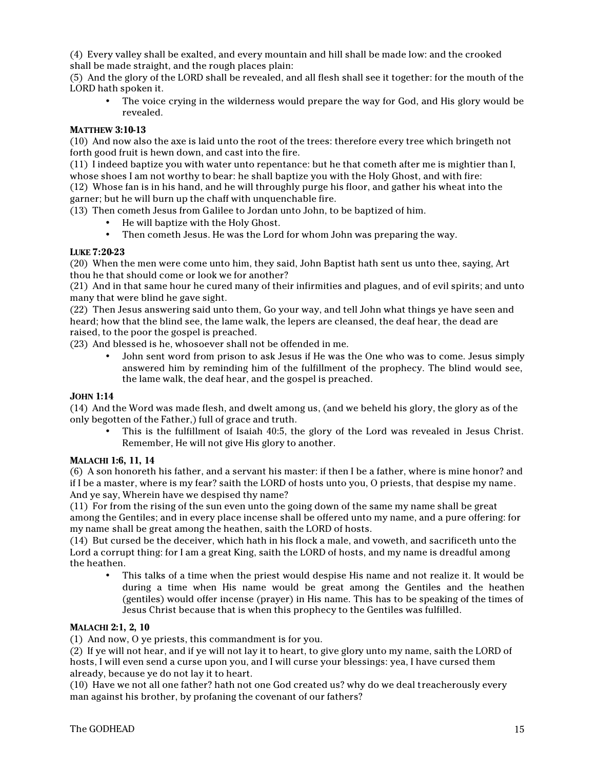(4)  Every valley shall be exalted, and every mountain and hill shall be made low: and the crooked shall be made straight, and the rough places plain:
(5)  And the glory of the LORD shall be revealed, and all flesh shall see it together: for the mouth of the LORD hath spoken it.

- The voice crying in the wilderness would prepare the way for God, and His glory would be revealed.

**MATTHEW 3:10-13**

(10)  And now also the axe is laid unto the root of the trees: therefore every tree which bringeth not forth good fruit is hewn down, and cast into the fire.
(11)  I indeed baptize you with water unto repentance: but he that cometh after me is mightier than I, whose shoes I am not worthy to bear: he shall baptize you with the Holy Ghost, and with fire:
(12)  Whose fan is in his hand, and he will throughly purge his floor, and gather his wheat into the garner; but he will burn up the chaff with unquenchable fire.
(13)  Then cometh Jesus from Galilee to Jordan unto John, to be baptized of him.

- He will baptize with the Holy Ghost.
- Then cometh Jesus. He was the Lord for whom John was preparing the way.

**LUKE 7:20-23**

(20)  When the men were come unto him, they said, John Baptist hath sent us unto thee, saying, Art thou he that should come or look we for another?
(21)  And in that same hour he cured many of their infirmities and plagues, and of evil spirits; and unto many that were blind he gave sight.
(22)  Then Jesus answering said unto them, Go your way, and tell John what things ye have seen and heard; how that the blind see, the lame walk, the lepers are cleansed, the deaf hear, the dead are raised, to the poor the gospel is preached.
(23)  And blessed is he, whosoever shall not be offended in me.

- John sent word from prison to ask Jesus if He was the One who was to come. Jesus simply answered him by reminding him of the fulfillment of the prophecy. The blind would see, the lame walk, the deaf hear, and the gospel is preached.

**JOHN 1:14**

(14)  And the Word was made flesh, and dwelt among us, (and we beheld his glory, the glory as of the only begotten of the Father,) full of grace and truth.

- This is the fulfillment of Isaiah 40:5, the glory of the Lord was revealed in Jesus Christ. Remember, He will not give His glory to another.

**MALACHI 1:6, 11, 14**

(6)  A son honoreth his father, and a servant his master: if then I be a father, where is mine honor? and if I be a master, where is my fear? saith the LORD of hosts unto you, O priests, that despise my name. And ye say, Wherein have we despised thy name?
(11)  For from the rising of the sun even unto the going down of the same my name shall be great among the Gentiles; and in every place incense shall be offered unto my name, and a pure offering: for my name shall be great among the heathen, saith the LORD of hosts.
(14)  But cursed be the deceiver, which hath in his flock a male, and voweth, and sacrificeth unto the Lord a corrupt thing: for I am a great King, saith the LORD of hosts, and my name is dreadful among the heathen.

- This talks of a time when the priest would despise His name and not realize it. It would be during a time when His name would be great among the Gentiles and the heathen (gentiles) would offer incense (prayer) in His name. This has to be speaking of the times of Jesus Christ because that is when this prophecy to the Gentiles was fulfilled.

**MALACHI 2:1, 2, 10**

(1)  And now, O ye priests, this commandment is for you.
(2)  If ye will not hear, and if ye will not lay it to heart, to give glory unto my name, saith the LORD of hosts, I will even send a curse upon you, and I will curse your blessings: yea, I have cursed them already, because ye do not lay it to heart.
(10)  Have we not all one father? hath not one God created us? why do we deal treacherously every man against his brother, by profaning the covenant of our fathers?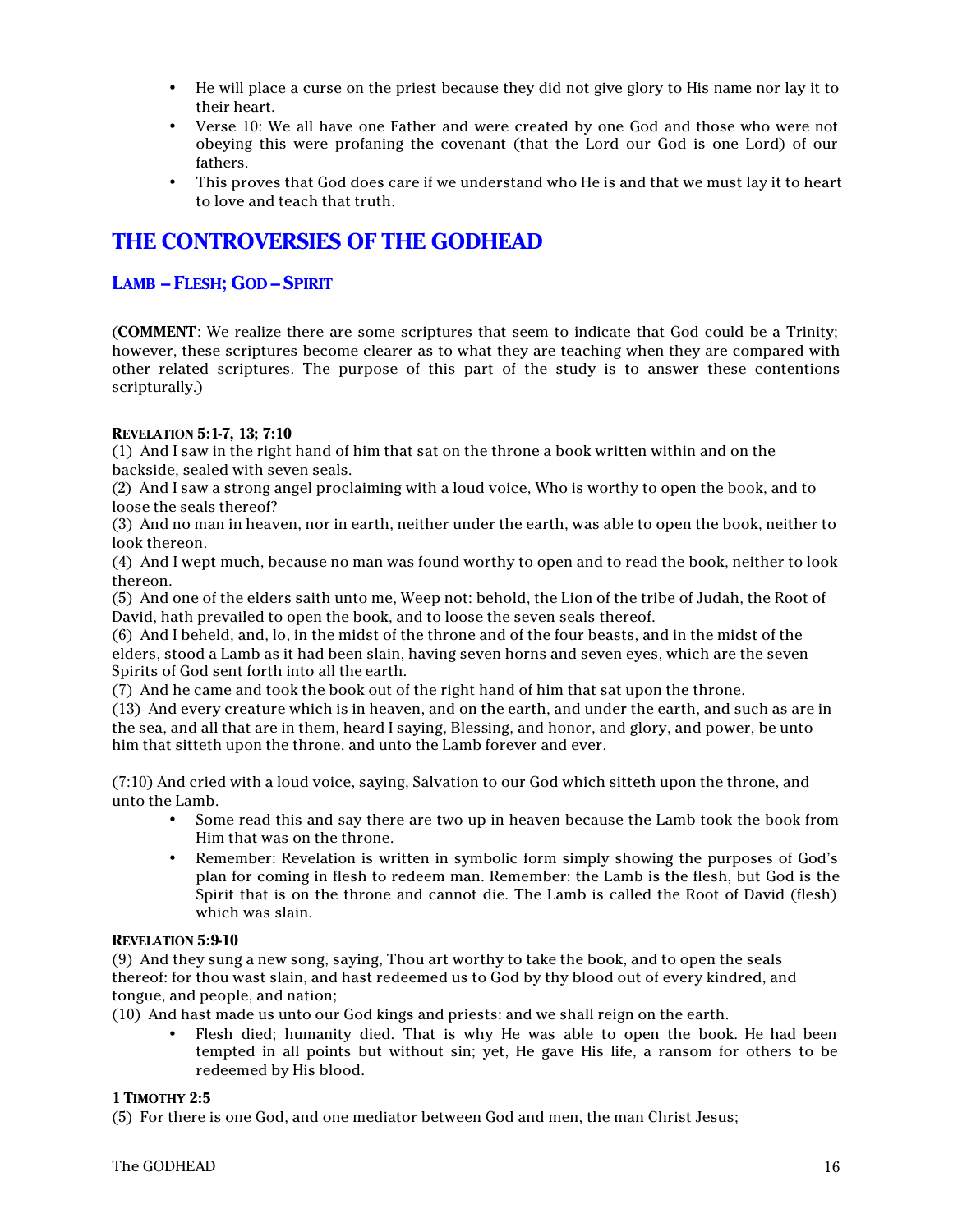- He will place a curse on the priest because they did not give glory to His name nor lay it to their heart.
- Verse 10: We all have one Father and were created by one God and those who were not obeying this were profaning the covenant (that the Lord our God is one Lord) of our fathers.
- This proves that God does care if we understand who He is and that we must lay it to heart to love and teach that truth.

# THE CONTROVERSIES OF THE GODHEAD

## LAMB – FLESH; GOD – SPIRIT

(**COMMENT**: We realize there are some scriptures that seem to indicate that God could be a Trinity; however, these scriptures become clearer as to what they are teaching when they are compared with other related scriptures. The purpose of this part of the study is to answer these contentions scripturally.)

#### REVELATION 5:1-7, 13; 7:10

(1) And I saw in the right hand of him that sat on the throne a book written within and on the backside, sealed with seven seals.
(2) And I saw a strong angel proclaiming with a loud voice, Who is worthy to open the book, and to loose the seals thereof?
(3) And no man in heaven, nor in earth, neither under the earth, was able to open the book, neither to look thereon.
(4) And I wept much, because no man was found worthy to open and to read the book, neither to look thereon.
(5) And one of the elders saith unto me, Weep not: behold, the Lion of the tribe of Judah, the Root of David, hath prevailed to open the book, and to loose the seven seals thereof.
(6) And I beheld, and, lo, in the midst of the throne and of the four beasts, and in the midst of the elders, stood a Lamb as it had been slain, having seven horns and seven eyes, which are the seven Spirits of God sent forth into all the earth.
(7) And he came and took the book out of the right hand of him that sat upon the throne.
(13) And every creature which is in heaven, and on the earth, and under the earth, and such as are in the sea, and all that are in them, heard I saying, Blessing, and honor, and glory, and power, be unto him that sitteth upon the throne, and unto the Lamb forever and ever.

(7:10) And cried with a loud voice, saying, Salvation to our God which sitteth upon the throne, and unto the Lamb.

- Some read this and say there are two up in heaven because the Lamb took the book from Him that was on the throne.
- Remember: Revelation is written in symbolic form simply showing the purposes of God's plan for coming in flesh to redeem man. Remember: the Lamb is the flesh, but God is the Spirit that is on the throne and cannot die. The Lamb is called the Root of David (flesh) which was slain.

#### REVELATION 5:9-10

(9) And they sung a new song, saying, Thou art worthy to take the book, and to open the seals thereof: for thou wast slain, and hast redeemed us to God by thy blood out of every kindred, and tongue, and people, and nation;
(10) And hast made us unto our God kings and priests: and we shall reign on the earth.

- Flesh died; humanity died. That is why He was able to open the book. He had been tempted in all points but without sin; yet, He gave His life, a ransom for others to be redeemed by His blood.

#### 1 TIMOTHY 2:5

(5) For there is one God, and one mediator between God and men, the man Christ Jesus;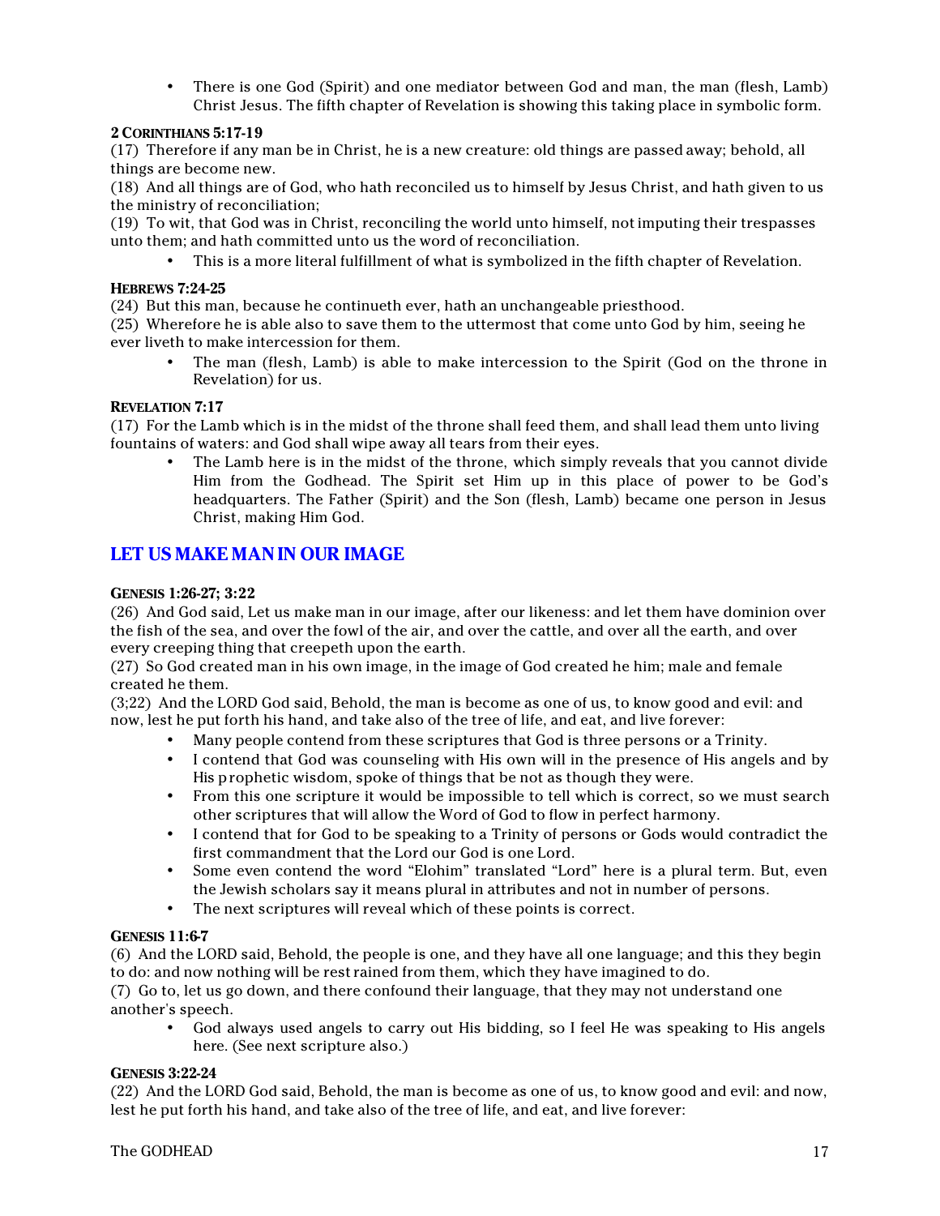- There is one God (Spirit) and one mediator between God and man, the man (flesh, Lamb) Christ Jesus. The fifth chapter of Revelation is showing this taking place in symbolic form.

**2 CORINTHIANS 5:17-19**

(17) Therefore if any man be in Christ, he is a new creature: old things are passed away; behold, all things are become new.

(18) And all things are of God, who hath reconciled us to himself by Jesus Christ, and hath given to us the ministry of reconciliation;

(19) To wit, that God was in Christ, reconciling the world unto himself, not imputing their trespasses unto them; and hath committed unto us the word of reconciliation.

- This is a more literal fulfillment of what is symbolized in the fifth chapter of Revelation.

**HEBREWS 7:24-25**

(24) But this man, because he continueth ever, hath an unchangeable priesthood.

(25) Wherefore he is able also to save them to the uttermost that come unto God by him, seeing he ever liveth to make intercession for them.

- The man (flesh, Lamb) is able to make intercession to the Spirit (God on the throne in Revelation) for us.

**REVELATION 7:17**

(17) For the Lamb which is in the midst of the throne shall feed them, and shall lead them unto living fountains of waters: and God shall wipe away all tears from their eyes.

- The Lamb here is in the midst of the throne, which simply reveals that you cannot divide Him from the Godhead. The Spirit set Him up in this place of power to be God's headquarters. The Father (Spirit) and the Son (flesh, Lamb) became one person in Jesus Christ, making Him God.

## LET US MAKE MAN IN OUR IMAGE

**GENESIS 1:26-27; 3:22**

(26) And God said, Let us make man in our image, after our likeness: and let them have dominion over the fish of the sea, and over the fowl of the air, and over the cattle, and over all the earth, and over every creeping thing that creepeth upon the earth.

(27) So God created man in his own image, in the image of God created he him; male and female created he them.

(3;22) And the LORD God said, Behold, the man is become as one of us, to know good and evil: and now, lest he put forth his hand, and take also of the tree of life, and eat, and live forever:

- Many people contend from these scriptures that God is three persons or a Trinity.
- I contend that God was counseling with His own will in the presence of His angels and by His prophetic wisdom, spoke of things that be not as though they were.
- From this one scripture it would be impossible to tell which is correct, so we must search other scriptures that will allow the Word of God to flow in perfect harmony.
- I contend that for God to be speaking to a Trinity of persons or Gods would contradict the first commandment that the Lord our God is one Lord.
- Some even contend the word "Elohim" translated "Lord" here is a plural term. But, even the Jewish scholars say it means plural in attributes and not in number of persons.
- The next scriptures will reveal which of these points is correct.

**GENESIS 11:6-7**

(6) And the LORD said, Behold, the people is one, and they have all one language; and this they begin to do: and now nothing will be restrained from them, which they have imagined to do.

(7) Go to, let us go down, and there confound their language, that they may not understand one another's speech.

- God always used angels to carry out His bidding, so I feel He was speaking to His angels here. (See next scripture also.)

**GENESIS 3:22-24**

(22) And the LORD God said, Behold, the man is become as one of us, to know good and evil: and now, lest he put forth his hand, and take also of the tree of life, and eat, and live forever: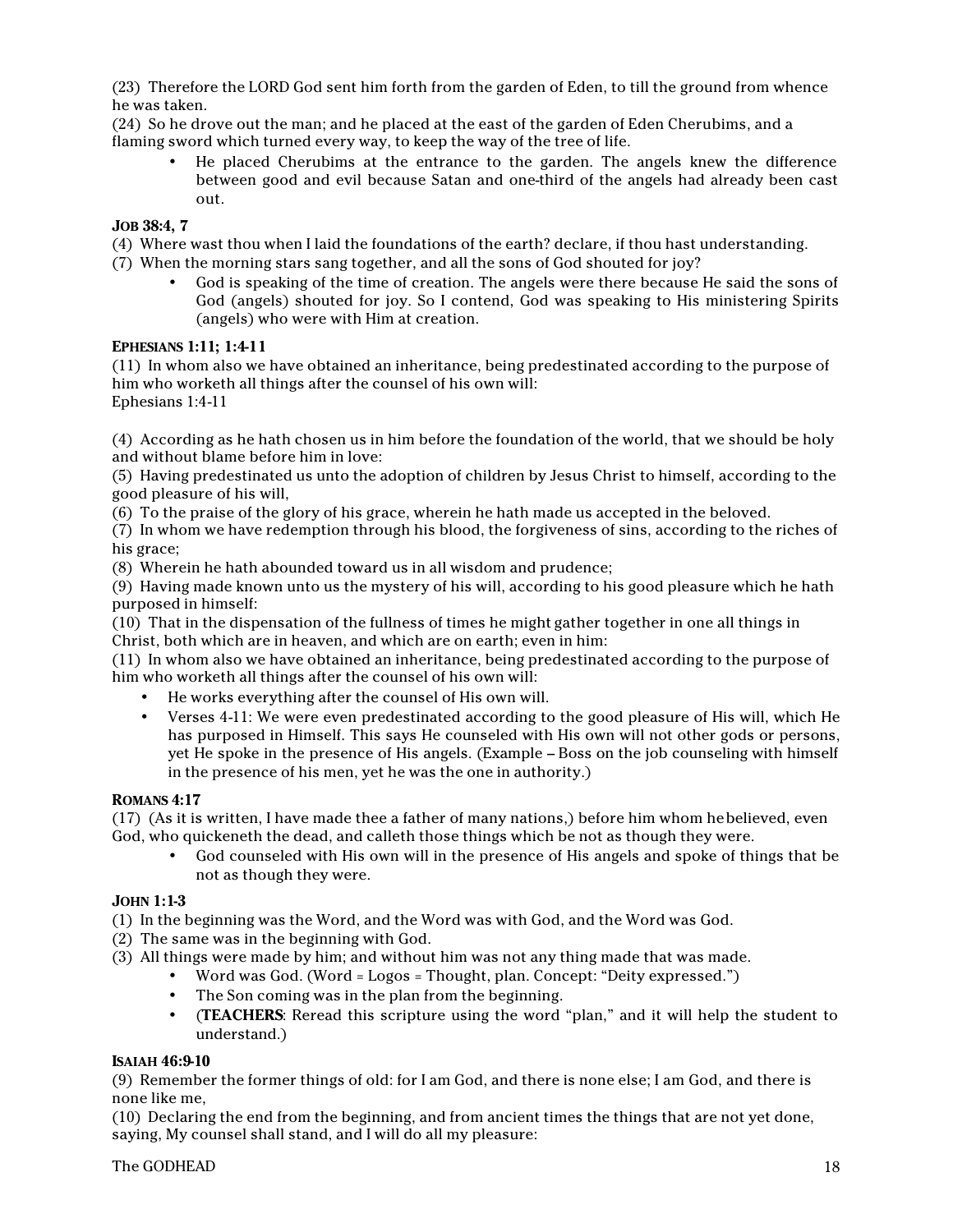(23) Therefore the LORD God sent him forth from the garden of Eden, to till the ground from whence he was taken.

(24) So he drove out the man; and he placed at the east of the garden of Eden Cherubims, and a flaming sword which turned every way, to keep the way of the tree of life.

- He placed Cherubims at the entrance to the garden. The angels knew the difference between good and evil because Satan and one-third of the angels had already been cast out.

**JOB 38:4, 7**

(4) Where wast thou when I laid the foundations of the earth? declare, if thou hast understanding.

(7) When the morning stars sang together, and all the sons of God shouted for joy?

- God is speaking of the time of creation. The angels were there because He said the sons of God (angels) shouted for joy. So I contend, God was speaking to His ministering Spirits (angels) who were with Him at creation.

**EPHESIANS 1:11; 1:4-11**

(11) In whom also we have obtained an inheritance, being predestinated according to the purpose of him who worketh all things after the counsel of his own will:

Ephesians 1:4-11

(4) According as he hath chosen us in him before the foundation of the world, that we should be holy and without blame before him in love:

(5) Having predestinated us unto the adoption of children by Jesus Christ to himself, according to the good pleasure of his will,

(6) To the praise of the glory of his grace, wherein he hath made us accepted in the beloved.

(7) In whom we have redemption through his blood, the forgiveness of sins, according to the riches of his grace;

(8) Wherein he hath abounded toward us in all wisdom and prudence;

(9) Having made known unto us the mystery of his will, according to his good pleasure which he hath purposed in himself:

(10) That in the dispensation of the fullness of times he might gather together in one all things in Christ, both which are in heaven, and which are on earth; even in him:

(11) In whom also we have obtained an inheritance, being predestinated according to the purpose of him who worketh all things after the counsel of his own will:

- He works everything after the counsel of His own will.
- Verses 4-11: We were even predestinated according to the good pleasure of His will, which He has purposed in Himself. This says He counseled with His own will not other gods or persons, yet He spoke in the presence of His angels. (Example – Boss on the job counseling with himself in the presence of his men, yet he was the one in authority.)

**ROMANS 4:17**

(17) (As it is written, I have made thee a father of many nations,) before him whom he believed, even God, who quickeneth the dead, and calleth those things which be not as though they were.

- God counseled with His own will in the presence of His angels and spoke of things that be not as though they were.

**JOHN 1:1-3**

(1) In the beginning was the Word, and the Word was with God, and the Word was God.

(2) The same was in the beginning with God.

(3) All things were made by him; and without him was not any thing made that was made.

- Word was God. (Word = Logos = Thought, plan. Concept: "Deity expressed.")
- The Son coming was in the plan from the beginning.
- (**TEACHERS**: Reread this scripture using the word "plan," and it will help the student to understand.)

**ISAIAH 46:9-10**

(9) Remember the former things of old: for I am God, and there is none else; I am God, and there is none like me,

(10) Declaring the end from the beginning, and from ancient times the things that are not yet done, saying, My counsel shall stand, and I will do all my pleasure: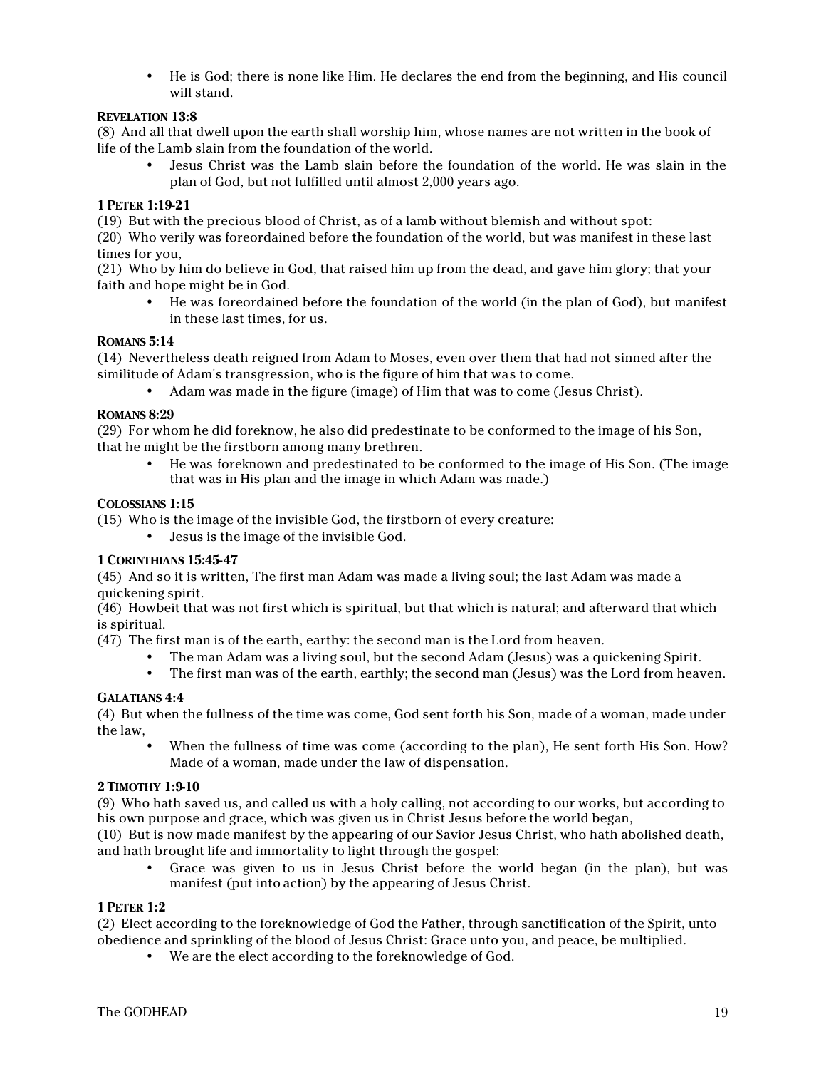- He is God; there is none like Him. He declares the end from the beginning, and His council will stand.

**REVELATION 13:8**

(8) And all that dwell upon the earth shall worship him, whose names are not written in the book of life of the Lamb slain from the foundation of the world.

- Jesus Christ was the Lamb slain before the foundation of the world. He was slain in the plan of God, but not fulfilled until almost 2,000 years ago.

**1 PETER 1:19-21**

(19) But with the precious blood of Christ, as of a lamb without blemish and without spot:
(20) Who verily was foreordained before the foundation of the world, but was manifest in these last times for you,
(21) Who by him do believe in God, that raised him up from the dead, and gave him glory; that your faith and hope might be in God.

- He was foreordained before the foundation of the world (in the plan of God), but manifest in these last times, for us.

**ROMANS 5:14**

(14) Nevertheless death reigned from Adam to Moses, even over them that had not sinned after the similitude of Adam's transgression, who is the figure of him that was to come.

- Adam was made in the figure (image) of Him that was to come (Jesus Christ).

**ROMANS 8:29**

(29) For whom he did foreknow, he also did predestinate to be conformed to the image of his Son, that he might be the firstborn among many brethren.

- He was foreknown and predestinated to be conformed to the image of His Son. (The image that was in His plan and the image in which Adam was made.)

**COLOSSIANS 1:15**

(15) Who is the image of the invisible God, the firstborn of every creature:

- Jesus is the image of the invisible God.

**1 CORINTHIANS 15:45-47**

(45) And so it is written, The first man Adam was made a living soul; the last Adam was made a quickening spirit.
(46) Howbeit that was not first which is spiritual, but that which is natural; and afterward that which is spiritual.
(47) The first man is of the earth, earthy: the second man is the Lord from heaven.

- The man Adam was a living soul, but the second Adam (Jesus) was a quickening Spirit.
- The first man was of the earth, earthly; the second man (Jesus) was the Lord from heaven.

**GALATIANS 4:4**

(4) But when the fullness of the time was come, God sent forth his Son, made of a woman, made under the law,

- When the fullness of time was come (according to the plan), He sent forth His Son. How? Made of a woman, made under the law of dispensation.

**2 TIMOTHY 1:9-10**

(9) Who hath saved us, and called us with a holy calling, not according to our works, but according to his own purpose and grace, which was given us in Christ Jesus before the world began,
(10) But is now made manifest by the appearing of our Savior Jesus Christ, who hath abolished death, and hath brought life and immortality to light through the gospel:

- Grace was given to us in Jesus Christ before the world began (in the plan), but was manifest (put into action) by the appearing of Jesus Christ.

**1 PETER 1:2**

(2) Elect according to the foreknowledge of God the Father, through sanctification of the Spirit, unto obedience and sprinkling of the blood of Jesus Christ: Grace unto you, and peace, be multiplied.

- We are the elect according to the foreknowledge of God.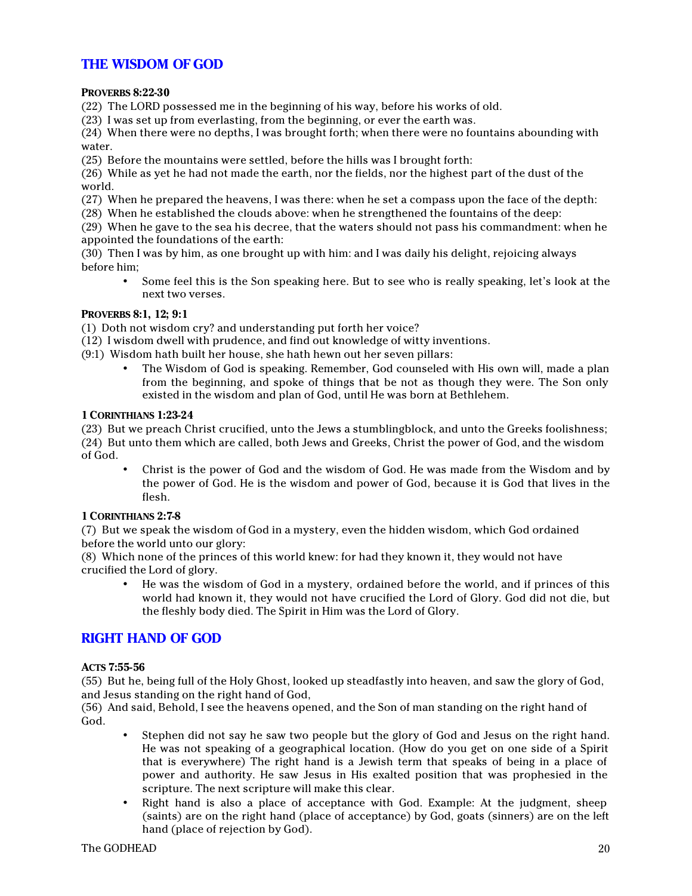## THE WISDOM OF GOD

**PROVERBS 8:22-30**

(22) The LORD possessed me in the beginning of his way, before his works of old.
(23) I was set up from everlasting, from the beginning, or ever the earth was.
(24) When there were no depths, I was brought forth; when there were no fountains abounding with water.
(25) Before the mountains were settled, before the hills was I brought forth:
(26) While as yet he had not made the earth, nor the fields, nor the highest part of the dust of the world.
(27) When he prepared the heavens, I was there: when he set a compass upon the face of the depth:
(28) When he established the clouds above: when he strengthened the fountains of the deep:
(29) When he gave to the sea his decree, that the waters should not pass his commandment: when he appointed the foundations of the earth:
(30) Then I was by him, as one brought up with him: and I was daily his delight, rejoicing always before him;

- Some feel this is the Son speaking here. But to see who is really speaking, let's look at the next two verses.

**PROVERBS 8:1, 12; 9:1**

(1) Doth not wisdom cry? and understanding put forth her voice?
(12) I wisdom dwell with prudence, and find out knowledge of witty inventions.
(9:1) Wisdom hath built her house, she hath hewn out her seven pillars:

- The Wisdom of God is speaking. Remember, God counseled with His own will, made a plan from the beginning, and spoke of things that be not as though they were. The Son only existed in the wisdom and plan of God, until He was born at Bethlehem.

**1 CORINTHIANS 1:23-24**

(23) But we preach Christ crucified, unto the Jews a stumblingblock, and unto the Greeks foolishness;
(24) But unto them which are called, both Jews and Greeks, Christ the power of God, and the wisdom of God.

- Christ is the power of God and the wisdom of God. He was made from the Wisdom and by the power of God. He is the wisdom and power of God, because it is God that lives in the flesh.

**1 CORINTHIANS 2:7-8**

(7) But we speak the wisdom of God in a mystery, even the hidden wisdom, which God ordained before the world unto our glory:
(8) Which none of the princes of this world knew: for had they known it, they would not have crucified the Lord of glory.

- He was the wisdom of God in a mystery, ordained before the world, and if princes of this world had known it, they would not have crucified the Lord of Glory. God did not die, but the fleshly body died. The Spirit in Him was the Lord of Glory.

## RIGHT HAND OF GOD

**ACTS 7:55-56**

(55) But he, being full of the Holy Ghost, looked up steadfastly into heaven, and saw the glory of God, and Jesus standing on the right hand of God,
(56) And said, Behold, I see the heavens opened, and the Son of man standing on the right hand of God.

- Stephen did not say he saw two people but the glory of God and Jesus on the right hand. He was not speaking of a geographical location. (How do you get on one side of a Spirit that is everywhere) The right hand is a Jewish term that speaks of being in a place of power and authority. He saw Jesus in His exalted position that was prophesied in the scripture. The next scripture will make this clear.
- Right hand is also a place of acceptance with God. Example: At the judgment, sheep (saints) are on the right hand (place of acceptance) by God, goats (sinners) are on the left hand (place of rejection by God).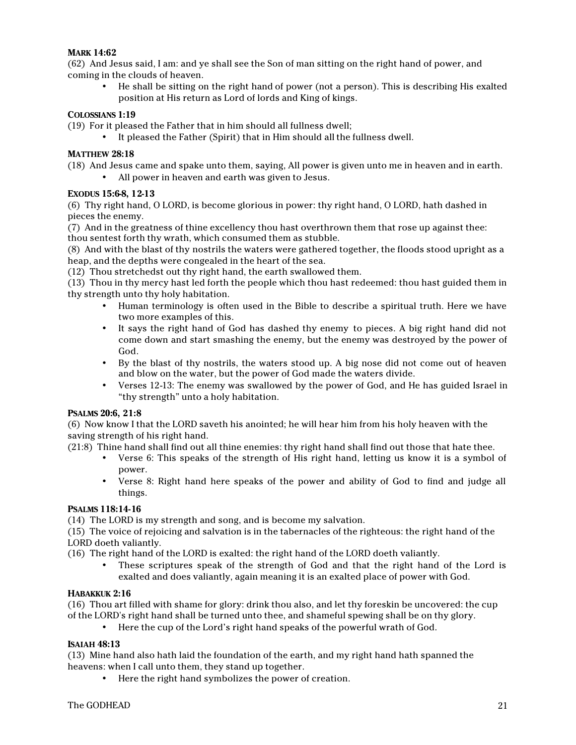**MARK 14:62**

(62) And Jesus said, I am: and ye shall see the Son of man sitting on the right hand of power, and coming in the clouds of heaven.

- He shall be sitting on the right hand of power (not a person). This is describing His exalted position at His return as Lord of lords and King of kings.

**COLOSSIANS 1:19**

(19) For it pleased the Father that in him should all fullness dwell;

- It pleased the Father (Spirit) that in Him should all the fullness dwell.

**MATTHEW 28:18**

(18) And Jesus came and spake unto them, saying, All power is given unto me in heaven and in earth.

- All power in heaven and earth was given to Jesus.

**EXODUS 15:6-8, 12-13**

(6) Thy right hand, O LORD, is become glorious in power: thy right hand, O LORD, hath dashed in pieces the enemy.

(7) And in the greatness of thine excellency thou hast overthrown them that rose up against thee: thou sentest forth thy wrath, which consumed them as stubble.

(8) And with the blast of thy nostrils the waters were gathered together, the floods stood upright as a heap, and the depths were congealed in the heart of the sea.

(12) Thou stretchedst out thy right hand, the earth swallowed them.

(13) Thou in thy mercy hast led forth the people which thou hast redeemed: thou hast guided them in thy strength unto thy holy habitation.

- Human terminology is often used in the Bible to describe a spiritual truth. Here we have two more examples of this.
- It says the right hand of God has dashed thy enemy to pieces. A big right hand did not come down and start smashing the enemy, but the enemy was destroyed by the power of God.
- By the blast of thy nostrils, the waters stood up. A big nose did not come out of heaven and blow on the water, but the power of God made the waters divide.
- Verses 12-13: The enemy was swallowed by the power of God, and He has guided Israel in "thy strength" unto a holy habitation.

**PSALMS 20:6, 21:8**

(6) Now know I that the LORD saveth his anointed; he will hear him from his holy heaven with the saving strength of his right hand.

(21:8) Thine hand shall find out all thine enemies: thy right hand shall find out those that hate thee.

- Verse 6: This speaks of the strength of His right hand, letting us know it is a symbol of power.
- Verse 8: Right hand here speaks of the power and ability of God to find and judge all things.

**PSALMS 118:14-16**

(14) The LORD is my strength and song, and is become my salvation.

(15) The voice of rejoicing and salvation is in the tabernacles of the righteous: the right hand of the LORD doeth valiantly.

(16) The right hand of the LORD is exalted: the right hand of the LORD doeth valiantly.

- These scriptures speak of the strength of God and that the right hand of the Lord is exalted and does valiantly, again meaning it is an exalted place of power with God.

**HABAKKUK 2:16**

(16) Thou art filled with shame for glory: drink thou also, and let thy foreskin be uncovered: the cup of the LORD's right hand shall be turned unto thee, and shameful spewing shall be on thy glory.

- Here the cup of the Lord's right hand speaks of the powerful wrath of God.

**ISAIAH 48:13**

(13) Mine hand also hath laid the foundation of the earth, and my right hand hath spanned the heavens: when I call unto them, they stand up together.

- Here the right hand symbolizes the power of creation.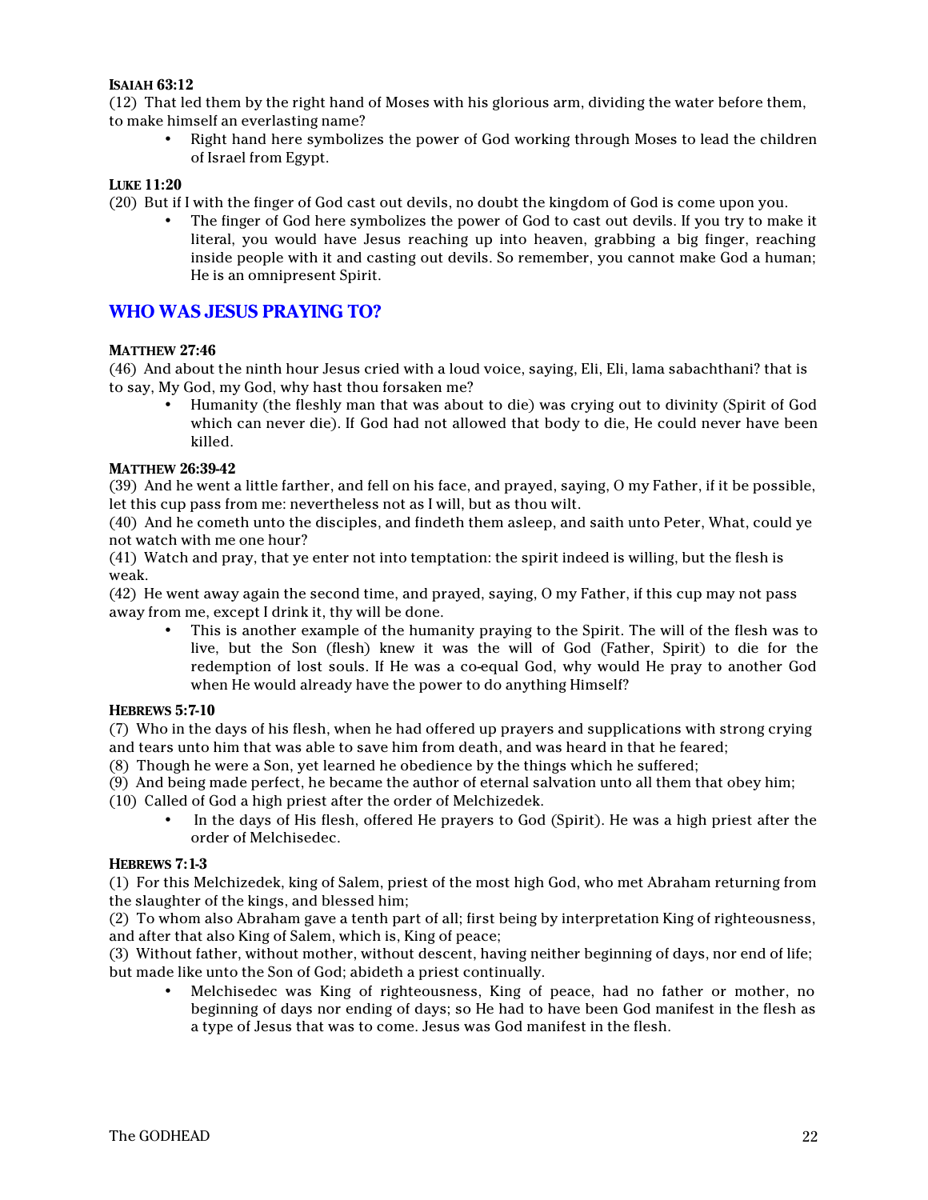#### ISAIAH 63:12

(12) That led them by the right hand of Moses with his glorious arm, dividing the water before them, to make himself an everlasting name?

- Right hand here symbolizes the power of God working through Moses to lead the children of Israel from Egypt.

#### LUKE 11:20

(20) But if I with the finger of God cast out devils, no doubt the kingdom of God is come upon you.

- The finger of God here symbolizes the power of God to cast out devils. If you try to make it literal, you would have Jesus reaching up into heaven, grabbing a big finger, reaching inside people with it and casting out devils. So remember, you cannot make God a human; He is an omnipresent Spirit.

## WHO WAS JESUS PRAYING TO?

#### MATTHEW 27:46

(46) And about the ninth hour Jesus cried with a loud voice, saying, Eli, Eli, lama sabachthani? that is to say, My God, my God, why hast thou forsaken me?

- Humanity (the fleshly man that was about to die) was crying out to divinity (Spirit of God which can never die). If God had not allowed that body to die, He could never have been killed.

#### MATTHEW 26:39-42

(39) And he went a little farther, and fell on his face, and prayed, saying, O my Father, if it be possible, let this cup pass from me: nevertheless not as I will, but as thou wilt.

(40) And he cometh unto the disciples, and findeth them asleep, and saith unto Peter, What, could ye not watch with me one hour?

(41) Watch and pray, that ye enter not into temptation: the spirit indeed is willing, but the flesh is weak.

(42) He went away again the second time, and prayed, saying, O my Father, if this cup may not pass away from me, except I drink it, thy will be done.

- This is another example of the humanity praying to the Spirit. The will of the flesh was to live, but the Son (flesh) knew it was the will of God (Father, Spirit) to die for the redemption of lost souls. If He was a co-equal God, why would He pray to another God when He would already have the power to do anything Himself?

#### HEBREWS 5:7-10

(7) Who in the days of his flesh, when he had offered up prayers and supplications with strong crying and tears unto him that was able to save him from death, and was heard in that he feared;

(8) Though he were a Son, yet learned he obedience by the things which he suffered;

(9) And being made perfect, he became the author of eternal salvation unto all them that obey him;

(10) Called of God a high priest after the order of Melchizedek.

- In the days of His flesh, offered He prayers to God (Spirit). He was a high priest after the order of Melchisedec.

#### HEBREWS 7:1-3

(1) For this Melchizedek, king of Salem, priest of the most high God, who met Abraham returning from the slaughter of the kings, and blessed him;

(2) To whom also Abraham gave a tenth part of all; first being by interpretation King of righteousness, and after that also King of Salem, which is, King of peace;

(3) Without father, without mother, without descent, having neither beginning of days, nor end of life; but made like unto the Son of God; abideth a priest continually.

- Melchisedec was King of righteousness, King of peace, had no father or mother, no beginning of days nor ending of days; so He had to have been God manifest in the flesh as a type of Jesus that was to come. Jesus was God manifest in the flesh.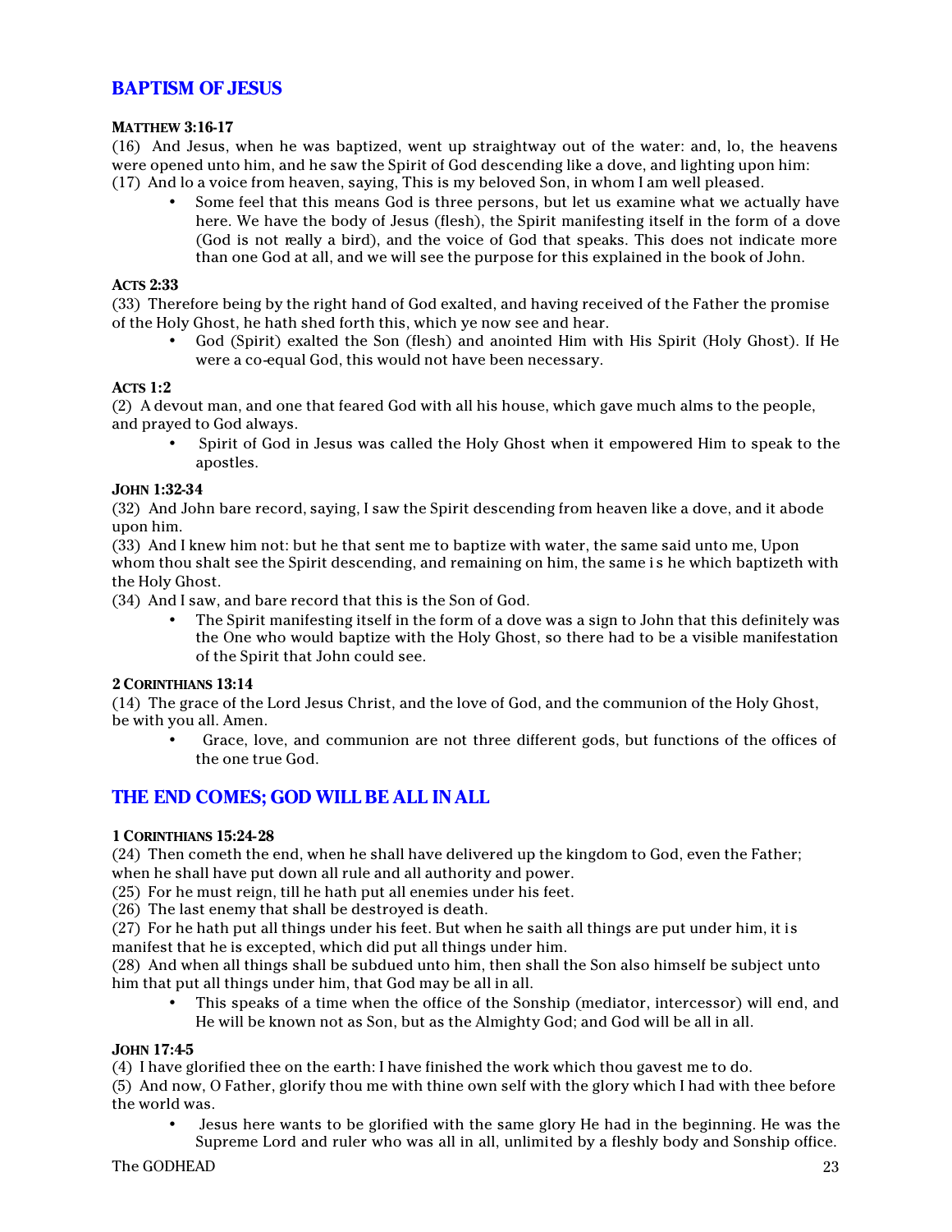## BAPTISM OF JESUS

**MATTHEW 3:16-17**

(16) And Jesus, when he was baptized, went up straightway out of the water: and, lo, the heavens were opened unto him, and he saw the Spirit of God descending like a dove, and lighting upon him:
(17) And lo a voice from heaven, saying, This is my beloved Son, in whom I am well pleased.

- Some feel that this means God is three persons, but let us examine what we actually have here. We have the body of Jesus (flesh), the Spirit manifesting itself in the form of a dove (God is not really a bird), and the voice of God that speaks. This does not indicate more than one God at all, and we will see the purpose for this explained in the book of John.

**ACTS 2:33**

(33) Therefore being by the right hand of God exalted, and having received of the Father the promise of the Holy Ghost, he hath shed forth this, which ye now see and hear.

- God (Spirit) exalted the Son (flesh) and anointed Him with His Spirit (Holy Ghost). If He were a co-equal God, this would not have been necessary.

**ACTS 1:2**

(2) A devout man, and one that feared God with all his house, which gave much alms to the people, and prayed to God always.

- Spirit of God in Jesus was called the Holy Ghost when it empowered Him to speak to the apostles.

**JOHN 1:32-34**

(32) And John bare record, saying, I saw the Spirit descending from heaven like a dove, and it abode upon him.
(33) And I knew him not: but he that sent me to baptize with water, the same said unto me, Upon whom thou shalt see the Spirit descending, and remaining on him, the same is he which baptizeth with the Holy Ghost.
(34) And I saw, and bare record that this is the Son of God.

- The Spirit manifesting itself in the form of a dove was a sign to John that this definitely was the One who would baptize with the Holy Ghost, so there had to be a visible manifestation of the Spirit that John could see.

**2 CORINTHIANS 13:14**

(14) The grace of the Lord Jesus Christ, and the love of God, and the communion of the Holy Ghost, be with you all. Amen.

- Grace, love, and communion are not three different gods, but functions of the offices of the one true God.

## THE END COMES; GOD WILL BE ALL IN ALL

**1 CORINTHIANS 15:24-28**

(24) Then cometh the end, when he shall have delivered up the kingdom to God, even the Father; when he shall have put down all rule and all authority and power.
(25) For he must reign, till he hath put all enemies under his feet.
(26) The last enemy that shall be destroyed is death.
(27) For he hath put all things under his feet. But when he saith all things are put under him, it is manifest that he is excepted, which did put all things under him.
(28) And when all things shall be subdued unto him, then shall the Son also himself be subject unto him that put all things under him, that God may be all in all.

- This speaks of a time when the office of the Sonship (mediator, intercessor) will end, and He will be known not as Son, but as the Almighty God; and God will be all in all.

**JOHN 17:4-5**

(4) I have glorified thee on the earth: I have finished the work which thou gavest me to do.
(5) And now, O Father, glorify thou me with thine own self with the glory which I had with thee before the world was.

- Jesus here wants to be glorified with the same glory He had in the beginning. He was the Supreme Lord and ruler who was all in all, unlimited by a fleshly body and Sonship office.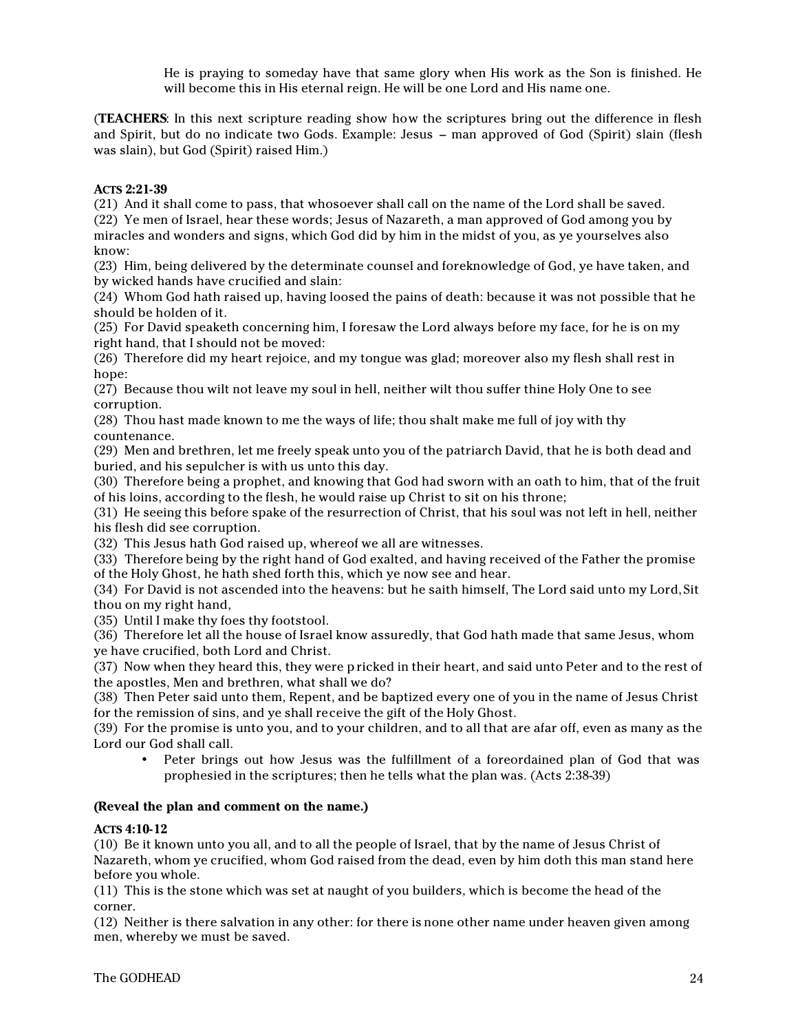He is praying to someday have that same glory when His work as the Son is finished. He will become this in His eternal reign. He will be one Lord and His name one.

(**TEACHERS**: In this next scripture reading show how the scriptures bring out the difference in flesh and Spirit, but do no indicate two Gods. Example: Jesus – man approved of God (Spirit) slain (flesh was slain), but God (Spirit) raised Him.)

**ACTS 2:21-39**

(21) And it shall come to pass, that whosoever shall call on the name of the Lord shall be saved.
(22) Ye men of Israel, hear these words; Jesus of Nazareth, a man approved of God among you by miracles and wonders and signs, which God did by him in the midst of you, as ye yourselves also know:
(23) Him, being delivered by the determinate counsel and foreknowledge of God, ye have taken, and by wicked hands have crucified and slain:
(24) Whom God hath raised up, having loosed the pains of death: because it was not possible that he should be holden of it.
(25) For David speaketh concerning him, I foresaw the Lord always before my face, for he is on my right hand, that I should not be moved:
(26) Therefore did my heart rejoice, and my tongue was glad; moreover also my flesh shall rest in hope:
(27) Because thou wilt not leave my soul in hell, neither wilt thou suffer thine Holy One to see corruption.
(28) Thou hast made known to me the ways of life; thou shalt make me full of joy with thy countenance.
(29) Men and brethren, let me freely speak unto you of the patriarch David, that he is both dead and buried, and his sepulcher is with us unto this day.
(30) Therefore being a prophet, and knowing that God had sworn with an oath to him, that of the fruit of his loins, according to the flesh, he would raise up Christ to sit on his throne;
(31) He seeing this before spake of the resurrection of Christ, that his soul was not left in hell, neither his flesh did see corruption.
(32) This Jesus hath God raised up, whereof we all are witnesses.
(33) Therefore being by the right hand of God exalted, and having received of the Father the promise of the Holy Ghost, he hath shed forth this, which ye now see and hear.
(34) For David is not ascended into the heavens: but he saith himself, The Lord said unto my Lord, Sit thou on my right hand,
(35) Until I make thy foes thy footstool.
(36) Therefore let all the house of Israel know assuredly, that God hath made that same Jesus, whom ye have crucified, both Lord and Christ.
(37) Now when they heard this, they were pricked in their heart, and said unto Peter and to the rest of the apostles, Men and brethren, what shall we do?
(38) Then Peter said unto them, Repent, and be baptized every one of you in the name of Jesus Christ for the remission of sins, and ye shall receive the gift of the Holy Ghost.
(39) For the promise is unto you, and to your children, and to all that are afar off, even as many as the Lord our God shall call.

- Peter brings out how Jesus was the fulfillment of a foreordained plan of God that was prophesied in the scriptures; then he tells what the plan was. (Acts 2:38-39)

**(Reveal the plan and comment on the name.)**

**ACTS 4:10-12**

(10) Be it known unto you all, and to all the people of Israel, that by the name of Jesus Christ of Nazareth, whom ye crucified, whom God raised from the dead, even by him doth this man stand here before you whole.
(11) This is the stone which was set at naught of you builders, which is become the head of the corner.
(12) Neither is there salvation in any other: for there is none other name under heaven given among men, whereby we must be saved.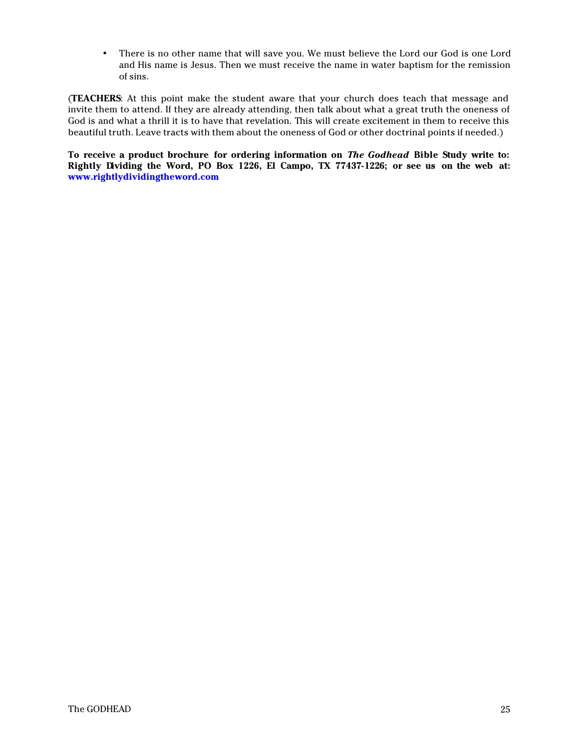- There is no other name that will save you. We must believe the Lord our God is one Lord and His name is Jesus. Then we must receive the name in water baptism for the remission of sins.

(**TEACHERS**: At this point make the student aware that your church does teach that message and invite them to attend. If they are already attending, then talk about what a great truth the oneness of God is and what a thrill it is to have that revelation. This will create excitement in them to receive this beautiful truth. Leave tracts with them about the oneness of God or other doctrinal points if needed.)

**To receive a product brochure for ordering information on *The Godhead* Bible Study write to: Rightly Dividing the Word, PO Box 1226, El Campo, TX 77437-1226; or see us on the web at: www.rightlydividingtheword.com**